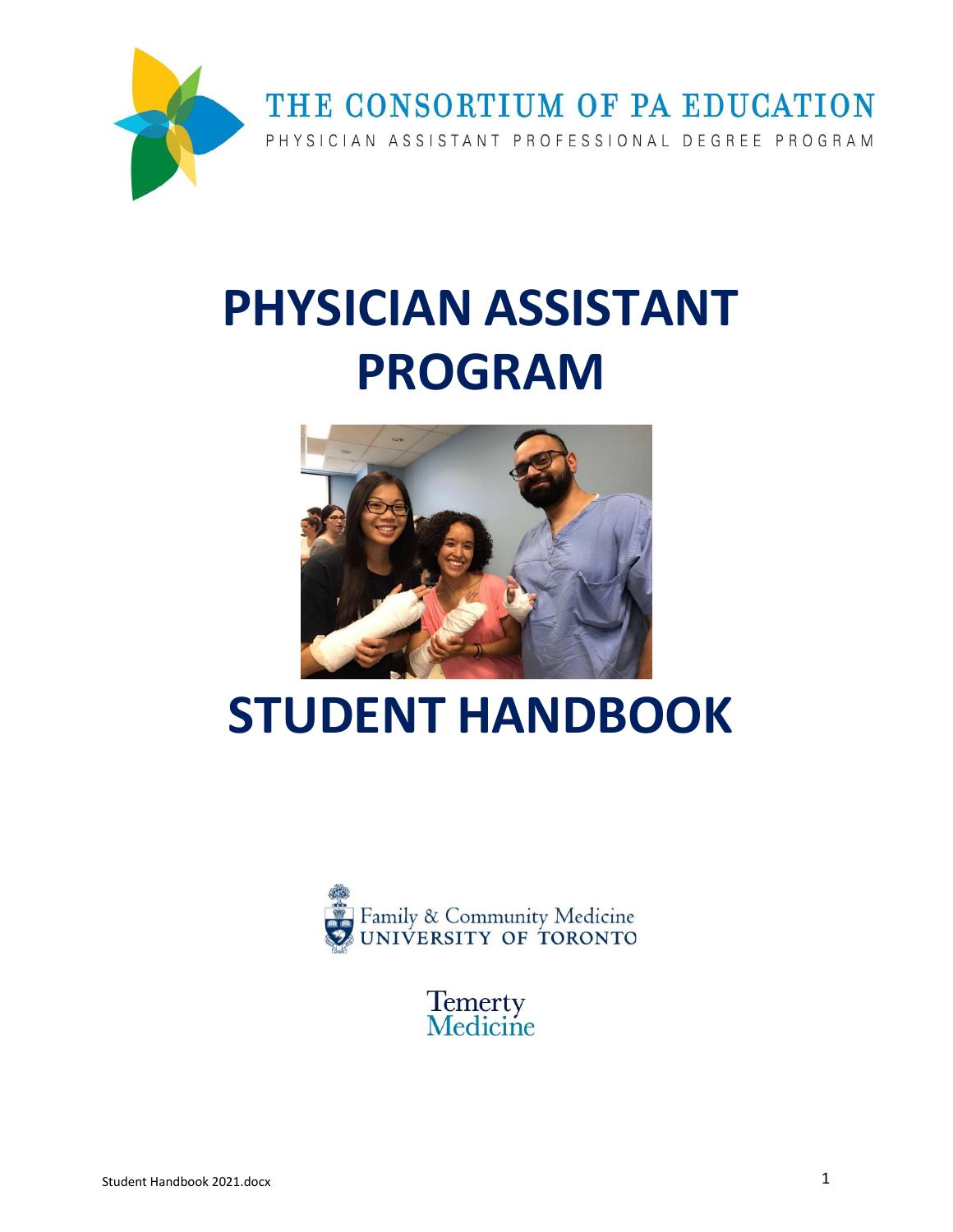THE CONSORTIUM OF PA EDUCATION

PHYSICIAN ASSISTANT PROFESSIONAL DEGREE PROGRAM

# PHYSICIAN ASSISTANT PROGRAM

# STUDENT HANDBOOK

Family & Community Medicine
UNIVERSITY OF TORONTO

Temerty Medicine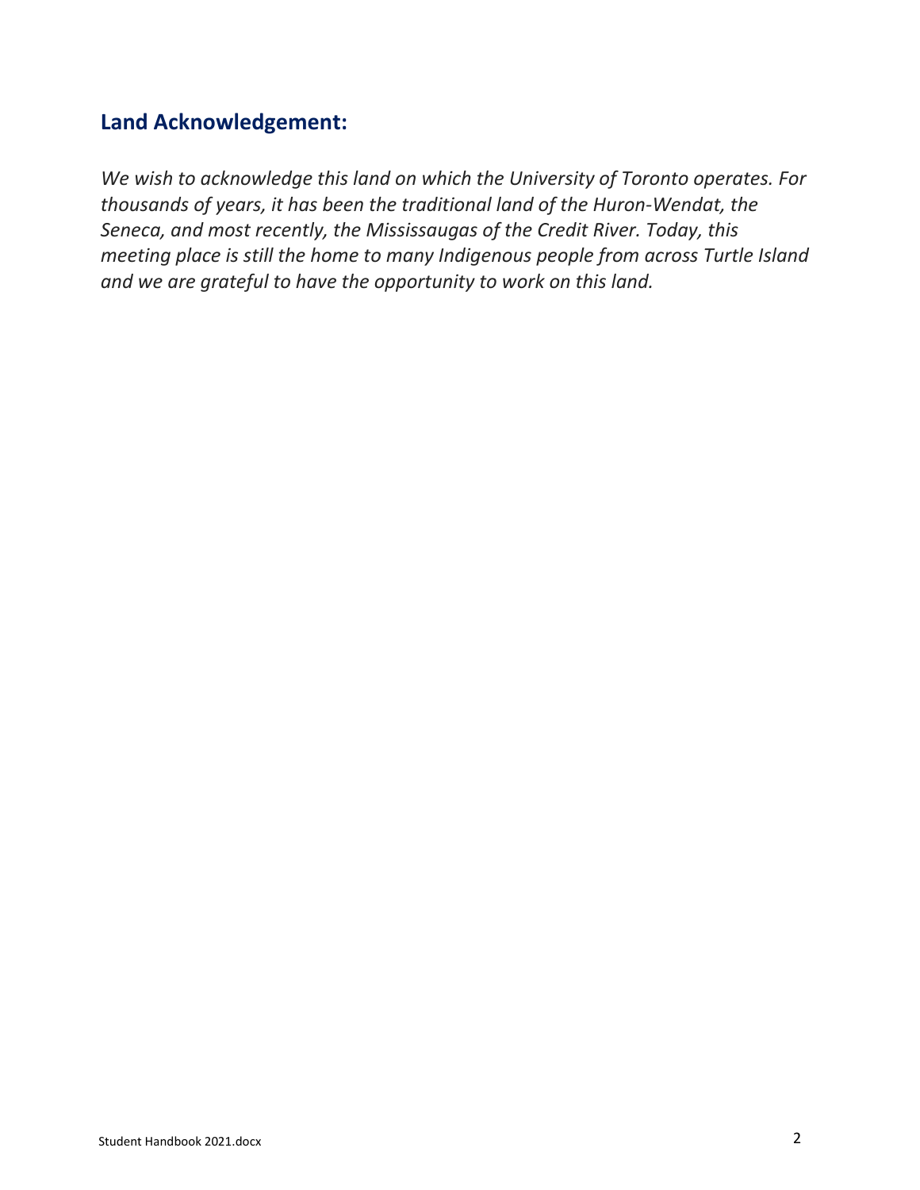## Land Acknowledgement:

*We wish to acknowledge this land on which the University of Toronto operates. For thousands of years, it has been the traditional land of the Huron-Wendat, the Seneca, and most recently, the Mississaugas of the Credit River. Today, this meeting place is still the home to many Indigenous people from across Turtle Island and we are grateful to have the opportunity to work on this land.*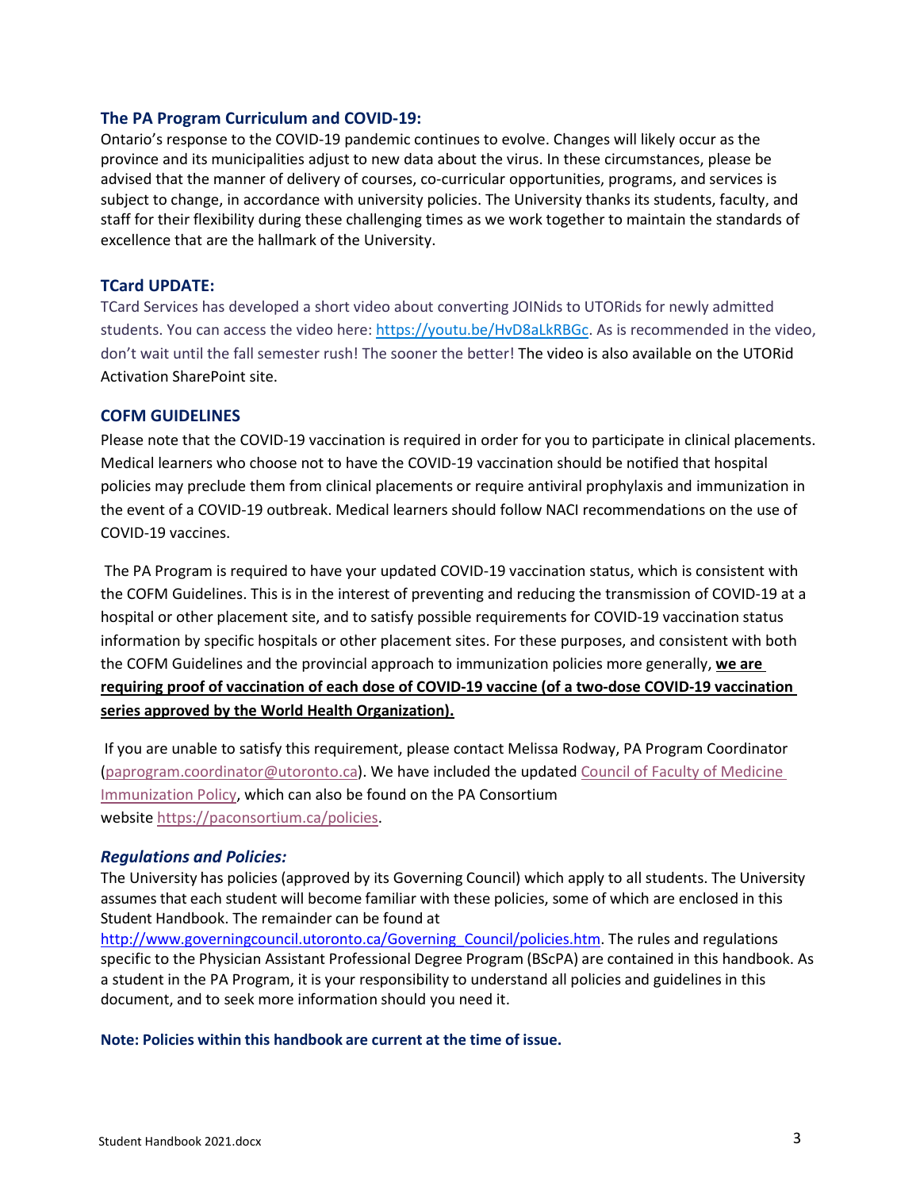### The PA Program Curriculum and COVID-19:

Ontario's response to the COVID-19 pandemic continues to evolve. Changes will likely occur as the province and its municipalities adjust to new data about the virus. In these circumstances, please be advised that the manner of delivery of courses, co-curricular opportunities, programs, and services is subject to change, in accordance with university policies. The University thanks its students, faculty, and staff for their flexibility during these challenging times as we work together to maintain the standards of excellence that are the hallmark of the University.

### TCard UPDATE:

TCard Services has developed a short video about converting JOINids to UTORids for newly admitted students. You can access the video here: https://youtu.be/HvD8aLkRBGc. As is recommended in the video, don't wait until the fall semester rush! The sooner the better! The video is also available on the UTORid Activation SharePoint site.

### COFM GUIDELINES

Please note that the COVID-19 vaccination is required in order for you to participate in clinical placements. Medical learners who choose not to have the COVID-19 vaccination should be notified that hospital policies may preclude them from clinical placements or require antiviral prophylaxis and immunization in the event of a COVID-19 outbreak. Medical learners should follow NACI recommendations on the use of COVID-19 vaccines.

The PA Program is required to have your updated COVID-19 vaccination status, which is consistent with the COFM Guidelines. This is in the interest of preventing and reducing the transmission of COVID-19 at a hospital or other placement site, and to satisfy possible requirements for COVID-19 vaccination status information by specific hospitals or other placement sites. For these purposes, and consistent with both the COFM Guidelines and the provincial approach to immunization policies more generally, **we are requiring proof of vaccination of each dose of COVID-19 vaccine (of a two-dose COVID-19 vaccination series approved by the World Health Organization).**

If you are unable to satisfy this requirement, please contact Melissa Rodway, PA Program Coordinator (paprogram.coordinator@utoronto.ca). We have included the updated Council of Faculty of Medicine Immunization Policy, which can also be found on the PA Consortium website https://paconsortium.ca/policies.

### *Regulations and Policies:*

The University has policies (approved by its Governing Council) which apply to all students. The University assumes that each student will become familiar with these policies, some of which are enclosed in this Student Handbook. The remainder can be found at http://www.governingcouncil.utoronto.ca/Governing_Council/policies.htm. The rules and regulations specific to the Physician Assistant Professional Degree Program (BScPA) are contained in this handbook. As a student in the PA Program, it is your responsibility to understand all policies and guidelines in this document, and to seek more information should you need it.

**Note: Policies within this handbook are current at the time of issue.**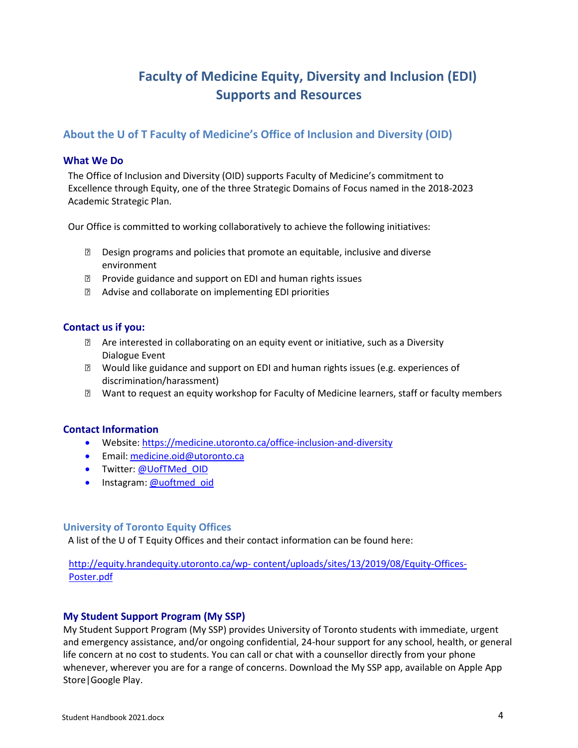# Faculty of Medicine Equity, Diversity and Inclusion (EDI) Supports and Resources

## About the U of T Faculty of Medicine's Office of Inclusion and Diversity (OID)

### What We Do

The Office of Inclusion and Diversity (OID) supports Faculty of Medicine's commitment to Excellence through Equity, one of the three Strategic Domains of Focus named in the 2018-2023 Academic Strategic Plan.

Our Office is committed to working collaboratively to achieve the following initiatives:

- Design programs and policies that promote an equitable, inclusive and diverse environment
- Provide guidance and support on EDI and human rights issues
- Advise and collaborate on implementing EDI priorities

### Contact us if you:

- Are interested in collaborating on an equity event or initiative, such as a Diversity Dialogue Event
- Would like guidance and support on EDI and human rights issues (e.g. experiences of discrimination/harassment)
- Want to request an equity workshop for Faculty of Medicine learners, staff or faculty members

### Contact Information

- Website: https://medicine.utoronto.ca/office-inclusion-and-diversity
- Email: medicine.oid@utoronto.ca
- Twitter: @UofTMed_OID
- Instagram: @uoftmed_oid

## University of Toronto Equity Offices

A list of the U of T Equity Offices and their contact information can be found here:

http://equity.hrandequity.utoronto.ca/wp- content/uploads/sites/13/2019/08/Equity-Offices-Poster.pdf

### My Student Support Program (My SSP)

My Student Support Program (My SSP) provides University of Toronto students with immediate, urgent and emergency assistance, and/or ongoing confidential, 24-hour support for any school, health, or general life concern at no cost to students. You can call or chat with a counsellor directly from your phone whenever, wherever you are for a range of concerns. Download the My SSP app, available on Apple App Store|Google Play.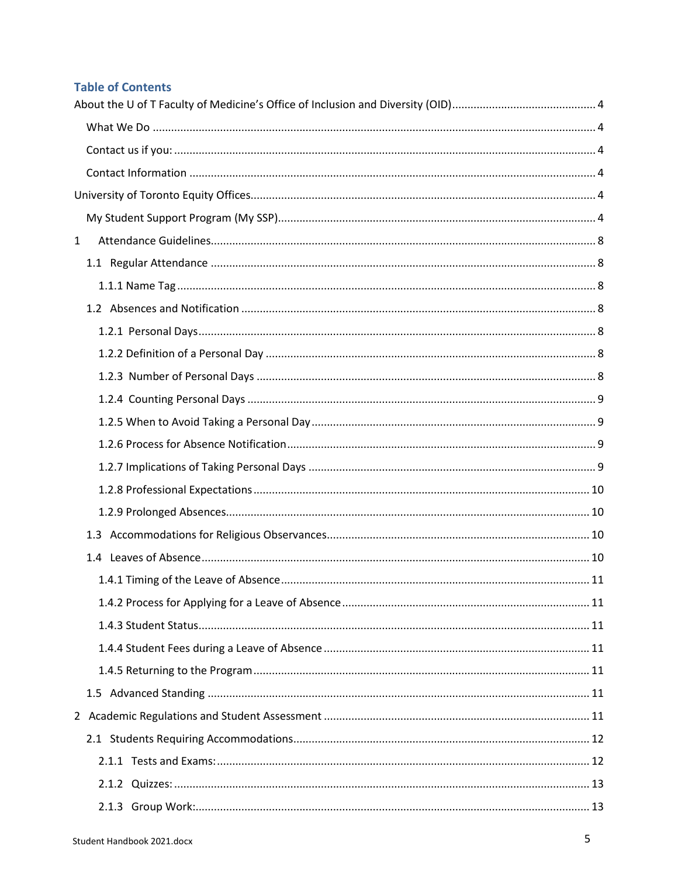## Table of Contents

About the U of T Faculty of Medicine's Office of Inclusion and Diversity (OID) ............ 4

- What We Do ............ 4
- Contact us if you: ............ 4
- Contact Information ............ 4

University of Toronto Equity Offices ............ 4

- My Student Support Program (My SSP) ............ 4

1 Attendance Guidelines ............ 8

- 1.1 Regular Attendance ............ 8
  - 1.1.1 Name Tag ............ 8
- 1.2 Absences and Notification ............ 8
  - 1.2.1 Personal Days ............ 8
  - 1.2.2 Definition of a Personal Day ............ 8
  - 1.2.3 Number of Personal Days ............ 8
  - 1.2.4 Counting Personal Days ............ 9
  - 1.2.5 When to Avoid Taking a Personal Day ............ 9
  - 1.2.6 Process for Absence Notification ............ 9
  - 1.2.7 Implications of Taking Personal Days ............ 9
  - 1.2.8 Professional Expectations ............ 10
  - 1.2.9 Prolonged Absences ............ 10
- 1.3 Accommodations for Religious Observances ............ 10
- 1.4 Leaves of Absence ............ 10
  - 1.4.1 Timing of the Leave of Absence ............ 11
  - 1.4.2 Process for Applying for a Leave of Absence ............ 11
  - 1.4.3 Student Status ............ 11
  - 1.4.4 Student Fees during a Leave of Absence ............ 11
  - 1.4.5 Returning to the Program ............ 11
- 1.5 Advanced Standing ............ 11

2 Academic Regulations and Student Assessment ............ 11

- 2.1 Students Requiring Accommodations ............ 12
  - 2.1.1 Tests and Exams: ............ 12
  - 2.1.2 Quizzes: ............ 13
  - 2.1.3 Group Work: ............ 13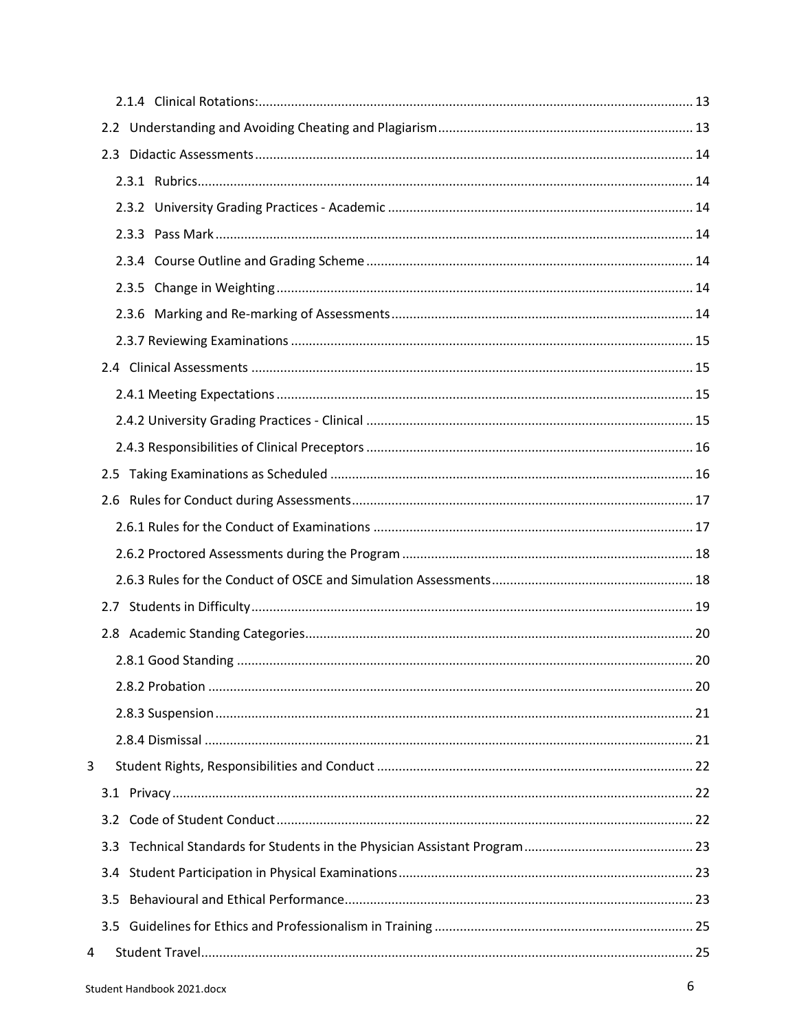2.1.4 Clinical Rotations: ........ 13

2.2 Understanding and Avoiding Cheating and Plagiarism ........ 13

2.3 Didactic Assessments ........ 14

2.3.1 Rubrics ........ 14

2.3.2 University Grading Practices - Academic ........ 14

2.3.3 Pass Mark ........ 14

2.3.4 Course Outline and Grading Scheme ........ 14

2.3.5 Change in Weighting ........ 14

2.3.6 Marking and Re-marking of Assessments ........ 14

2.3.7 Reviewing Examinations ........ 15

2.4 Clinical Assessments ........ 15

2.4.1 Meeting Expectations ........ 15

2.4.2 University Grading Practices - Clinical ........ 15

2.4.3 Responsibilities of Clinical Preceptors ........ 16

2.5 Taking Examinations as Scheduled ........ 16

2.6 Rules for Conduct during Assessments ........ 17

2.6.1 Rules for the Conduct of Examinations ........ 17

2.6.2 Proctored Assessments during the Program ........ 18

2.6.3 Rules for the Conduct of OSCE and Simulation Assessments ........ 18

2.7 Students in Difficulty ........ 19

2.8 Academic Standing Categories ........ 20

2.8.1 Good Standing ........ 20

2.8.2 Probation ........ 20

2.8.3 Suspension ........ 21

2.8.4 Dismissal ........ 21

3 Student Rights, Responsibilities and Conduct ........ 22

3.1 Privacy ........ 22

3.2 Code of Student Conduct ........ 22

3.3 Technical Standards for Students in the Physician Assistant Program ........ 23

3.4 Student Participation in Physical Examinations ........ 23

3.5 Behavioural and Ethical Performance ........ 23

3.5 Guidelines for Ethics and Professionalism in Training ........ 25

4 Student Travel ........ 25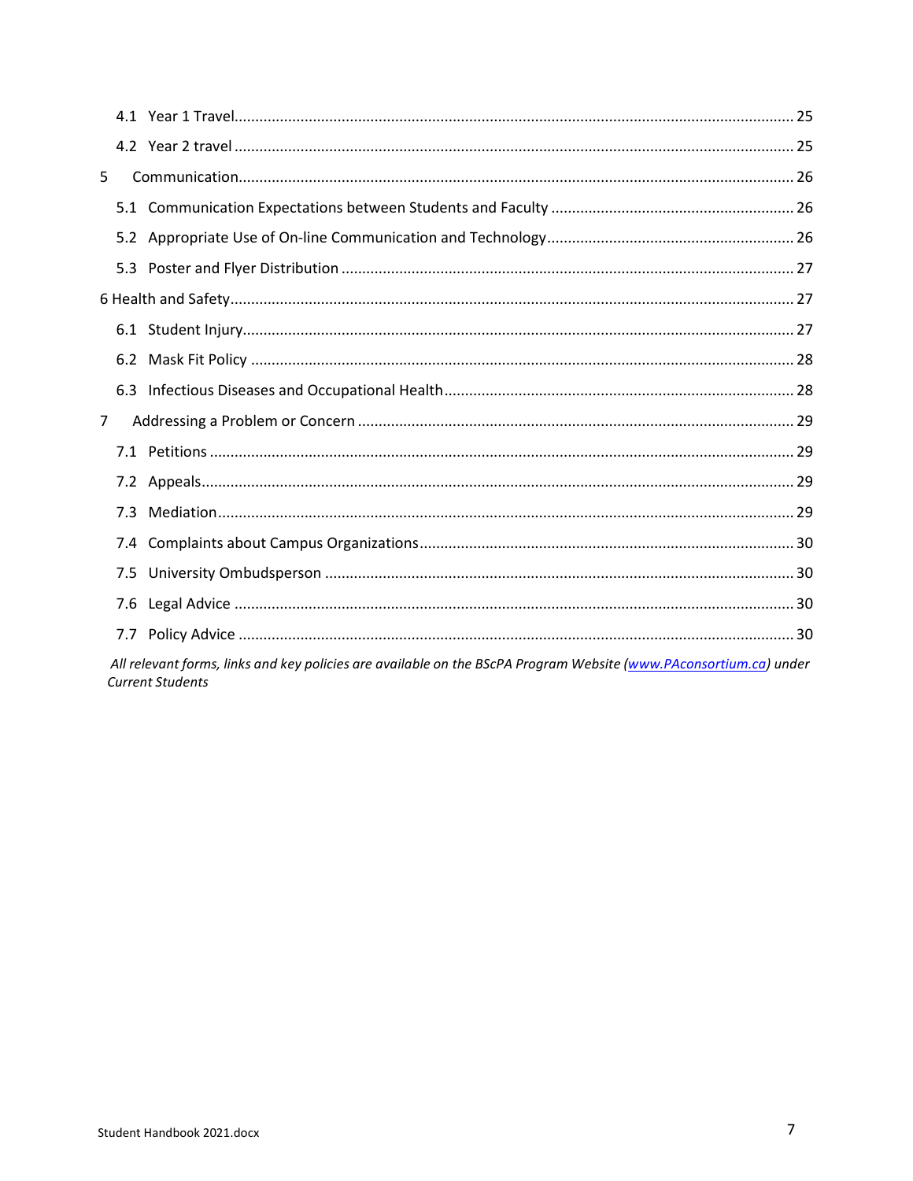4.1 Year 1 Travel ........................................................................................................ 25

4.2 Year 2 travel ........................................................................................................ 25

5 Communication ........................................................................................................ 26

5.1 Communication Expectations between Students and Faculty ........................................ 26

5.2 Appropriate Use of On-line Communication and Technology ......................................... 26

5.3 Poster and Flyer Distribution ...................................................................................... 27

6 Health and Safety ........................................................................................................ 27

6.1 Student Injury ........................................................................................................ 27

6.2 Mask Fit Policy ........................................................................................................ 28

6.3 Infectious Diseases and Occupational Health .................................................................. 28

7 Addressing a Problem or Concern .................................................................................. 29

7.1 Petitions ................................................................................................................ 29

7.2 Appeals ................................................................................................................. 29

7.3 Mediation .............................................................................................................. 29

7.4 Complaints about Campus Organizations ..................................................................... 30

7.5 University Ombudsperson ......................................................................................... 30

7.6 Legal Advice .......................................................................................................... 30

7.7 Policy Advice ......................................................................................................... 30

*All relevant forms, links and key policies are available on the BScPA Program Website (www.PAconsortium.ca) under Current Students*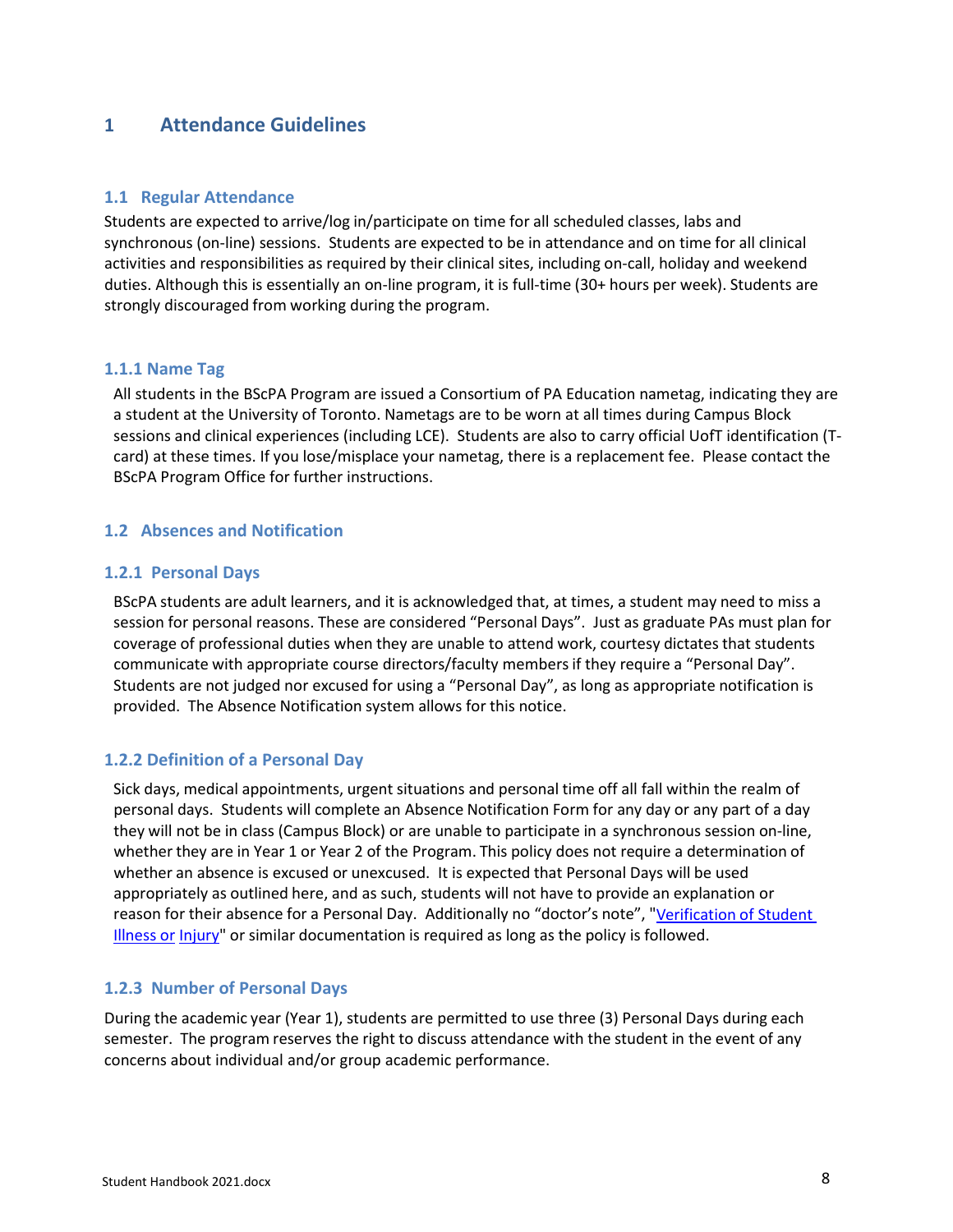# 1 Attendance Guidelines

## 1.1 Regular Attendance

Students are expected to arrive/log in/participate on time for all scheduled classes, labs and synchronous (on-line) sessions. Students are expected to be in attendance and on time for all clinical activities and responsibilities as required by their clinical sites, including on-call, holiday and weekend duties. Although this is essentially an on-line program, it is full-time (30+ hours per week). Students are strongly discouraged from working during the program.

### 1.1.1 Name Tag

All students in the BScPA Program are issued a Consortium of PA Education nametag, indicating they are a student at the University of Toronto. Nametags are to be worn at all times during Campus Block sessions and clinical experiences (including LCE). Students are also to carry official UofT identification (T-card) at these times. If you lose/misplace your nametag, there is a replacement fee. Please contact the BScPA Program Office for further instructions.

## 1.2 Absences and Notification

### 1.2.1 Personal Days

BScPA students are adult learners, and it is acknowledged that, at times, a student may need to miss a session for personal reasons. These are considered "Personal Days". Just as graduate PAs must plan for coverage of professional duties when they are unable to attend work, courtesy dictates that students communicate with appropriate course directors/faculty members if they require a "Personal Day". Students are not judged nor excused for using a "Personal Day", as long as appropriate notification is provided. The Absence Notification system allows for this notice.

### 1.2.2 Definition of a Personal Day

Sick days, medical appointments, urgent situations and personal time off all fall within the realm of personal days. Students will complete an Absence Notification Form for any day or any part of a day they will not be in class (Campus Block) or are unable to participate in a synchronous session on-line, whether they are in Year 1 or Year 2 of the Program. This policy does not require a determination of whether an absence is excused or unexcused. It is expected that Personal Days will be used appropriately as outlined here, and as such, students will not have to provide an explanation or reason for their absence for a Personal Day. Additionally no "doctor's note", "Verification of Student Illness or Injury" or similar documentation is required as long as the policy is followed.

### 1.2.3 Number of Personal Days

During the academic year (Year 1), students are permitted to use three (3) Personal Days during each semester. The program reserves the right to discuss attendance with the student in the event of any concerns about individual and/or group academic performance.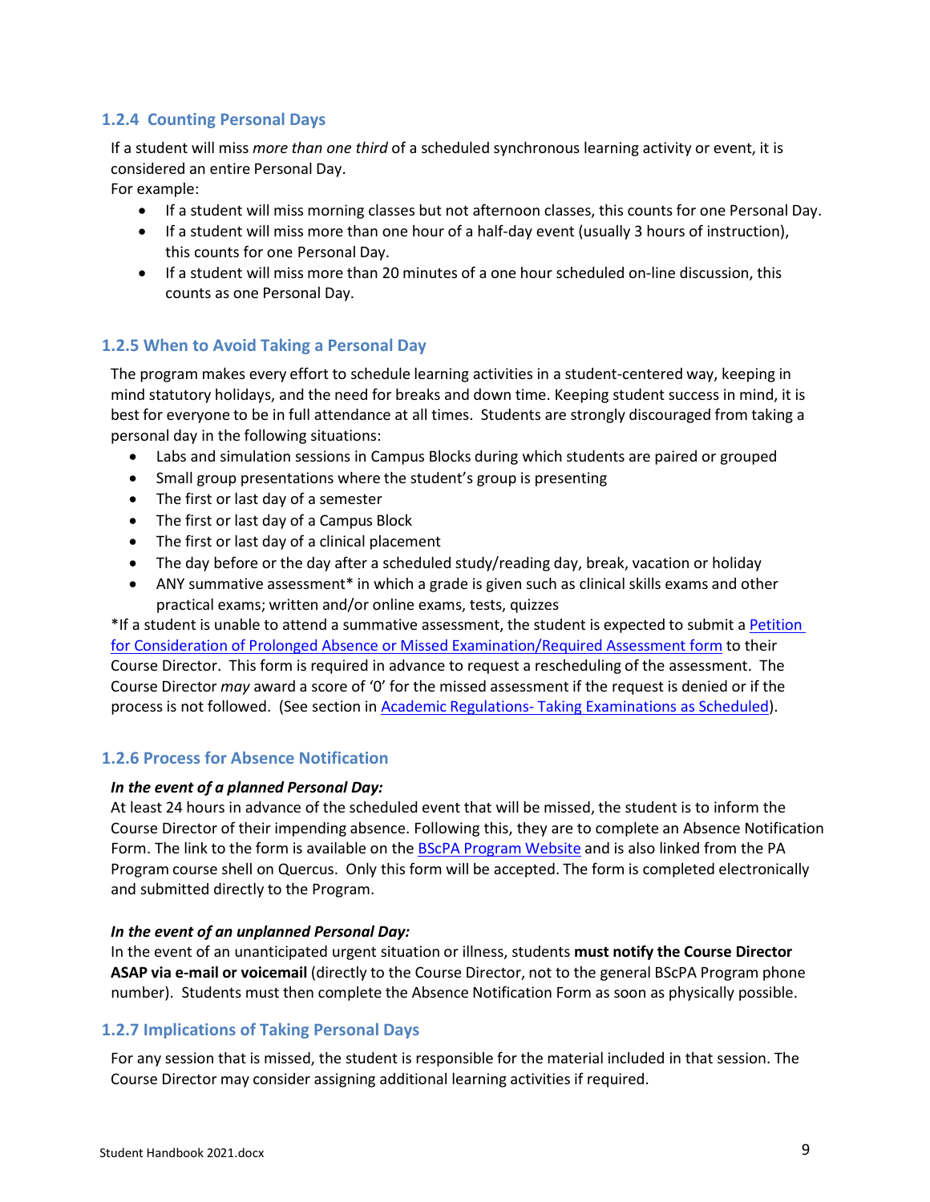### 1.2.4 Counting Personal Days

If a student will miss *more than one third* of a scheduled synchronous learning activity or event, it is considered an entire Personal Day.

For example:

- If a student will miss morning classes but not afternoon classes, this counts for one Personal Day.
- If a student will miss more than one hour of a half-day event (usually 3 hours of instruction), this counts for one Personal Day.
- If a student will miss more than 20 minutes of a one hour scheduled on-line discussion, this counts as one Personal Day.

### 1.2.5 When to Avoid Taking a Personal Day

The program makes every effort to schedule learning activities in a student-centered way, keeping in mind statutory holidays, and the need for breaks and down time. Keeping student success in mind, it is best for everyone to be in full attendance at all times. Students are strongly discouraged from taking a personal day in the following situations:

- Labs and simulation sessions in Campus Blocks during which students are paired or grouped
- Small group presentations where the student's group is presenting
- The first or last day of a semester
- The first or last day of a Campus Block
- The first or last day of a clinical placement
- The day before or the day after a scheduled study/reading day, break, vacation or holiday
- ANY summative assessment* in which a grade is given such as clinical skills exams and other practical exams; written and/or online exams, tests, quizzes

*If a student is unable to attend a summative assessment, the student is expected to submit a Petition for Consideration of Prolonged Absence or Missed Examination/Required Assessment form to their Course Director. This form is required in advance to request a rescheduling of the assessment. The Course Director *may* award a score of '0' for the missed assessment if the request is denied or if the process is not followed. (See section in Academic Regulations- Taking Examinations as Scheduled).

### 1.2.6 Process for Absence Notification

***In the event of a planned Personal Day:***

At least 24 hours in advance of the scheduled event that will be missed, the student is to inform the Course Director of their impending absence. Following this, they are to complete an Absence Notification Form. The link to the form is available on the BScPA Program Website and is also linked from the PA Program course shell on Quercus. Only this form will be accepted. The form is completed electronically and submitted directly to the Program.

***In the event of an unplanned Personal Day:***

In the event of an unanticipated urgent situation or illness, students **must notify the Course Director ASAP via e-mail or voicemail** (directly to the Course Director, not to the general BScPA Program phone number). Students must then complete the Absence Notification Form as soon as physically possible.

### 1.2.7 Implications of Taking Personal Days

For any session that is missed, the student is responsible for the material included in that session. The Course Director may consider assigning additional learning activities if required.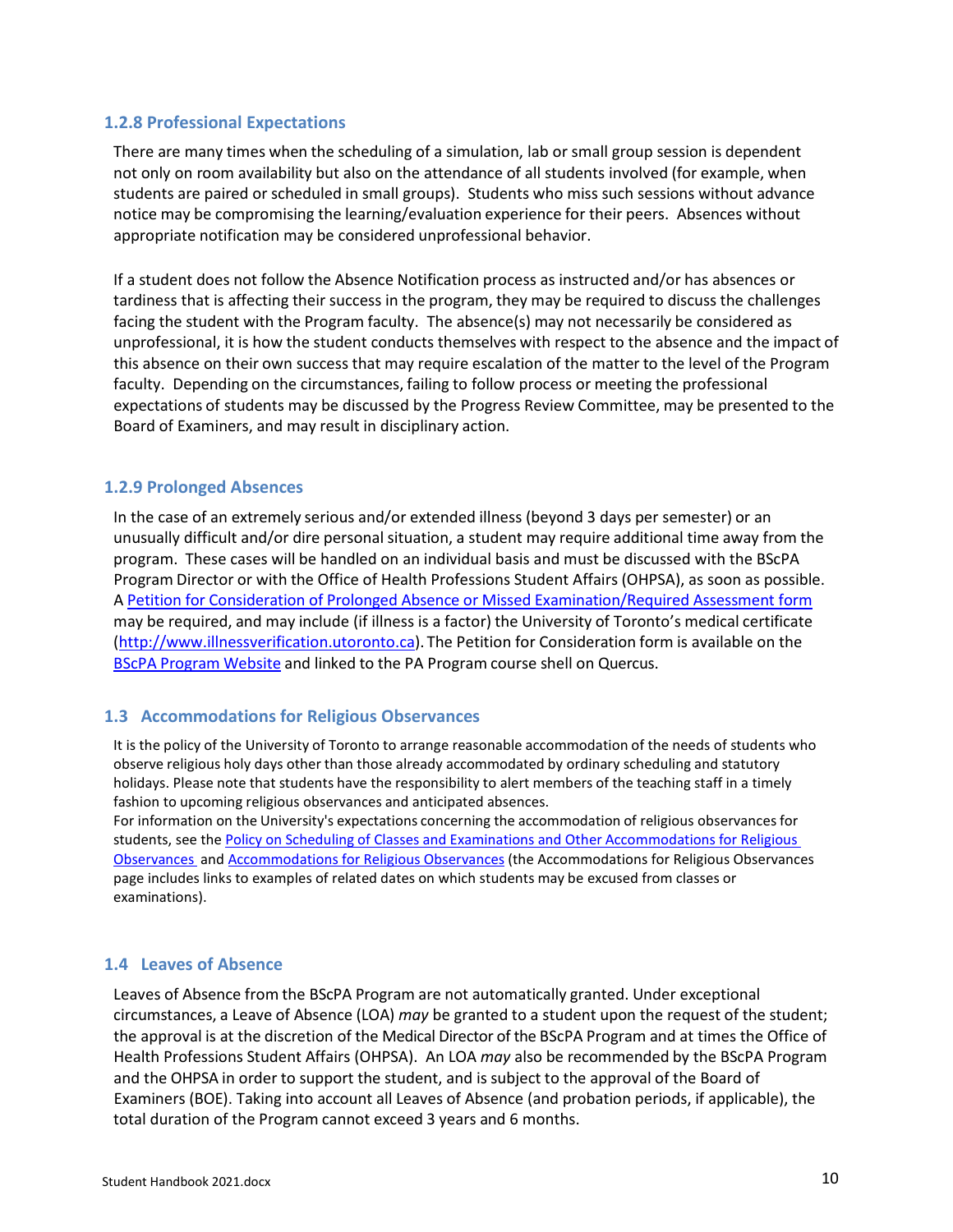### 1.2.8 Professional Expectations

There are many times when the scheduling of a simulation, lab or small group session is dependent not only on room availability but also on the attendance of all students involved (for example, when students are paired or scheduled in small groups). Students who miss such sessions without advance notice may be compromising the learning/evaluation experience for their peers. Absences without appropriate notification may be considered unprofessional behavior.

If a student does not follow the Absence Notification process as instructed and/or has absences or tardiness that is affecting their success in the program, they may be required to discuss the challenges facing the student with the Program faculty. The absence(s) may not necessarily be considered as unprofessional, it is how the student conducts themselves with respect to the absence and the impact of this absence on their own success that may require escalation of the matter to the level of the Program faculty. Depending on the circumstances, failing to follow process or meeting the professional expectations of students may be discussed by the Progress Review Committee, may be presented to the Board of Examiners, and may result in disciplinary action.

### 1.2.9 Prolonged Absences

In the case of an extremely serious and/or extended illness (beyond 3 days per semester) or an unusually difficult and/or dire personal situation, a student may require additional time away from the program. These cases will be handled on an individual basis and must be discussed with the BScPA Program Director or with the Office of Health Professions Student Affairs (OHPSA), as soon as possible. A Petition for Consideration of Prolonged Absence or Missed Examination/Required Assessment form may be required, and may include (if illness is a factor) the University of Toronto's medical certificate (http://www.illnessverification.utoronto.ca). The Petition for Consideration form is available on the BScPA Program Website and linked to the PA Program course shell on Quercus.

## 1.3 Accommodations for Religious Observances

It is the policy of the University of Toronto to arrange reasonable accommodation of the needs of students who observe religious holy days other than those already accommodated by ordinary scheduling and statutory holidays. Please note that students have the responsibility to alert members of the teaching staff in a timely fashion to upcoming religious observances and anticipated absences.

For information on the University's expectations concerning the accommodation of religious observances for students, see the Policy on Scheduling of Classes and Examinations and Other Accommodations for Religious Observances and Accommodations for Religious Observances (the Accommodations for Religious Observances page includes links to examples of related dates on which students may be excused from classes or examinations).

## 1.4 Leaves of Absence

Leaves of Absence from the BScPA Program are not automatically granted. Under exceptional circumstances, a Leave of Absence (LOA) *may* be granted to a student upon the request of the student; the approval is at the discretion of the Medical Director of the BScPA Program and at times the Office of Health Professions Student Affairs (OHPSA). An LOA *may* also be recommended by the BScPA Program and the OHPSA in order to support the student, and is subject to the approval of the Board of Examiners (BOE). Taking into account all Leaves of Absence (and probation periods, if applicable), the total duration of the Program cannot exceed 3 years and 6 months.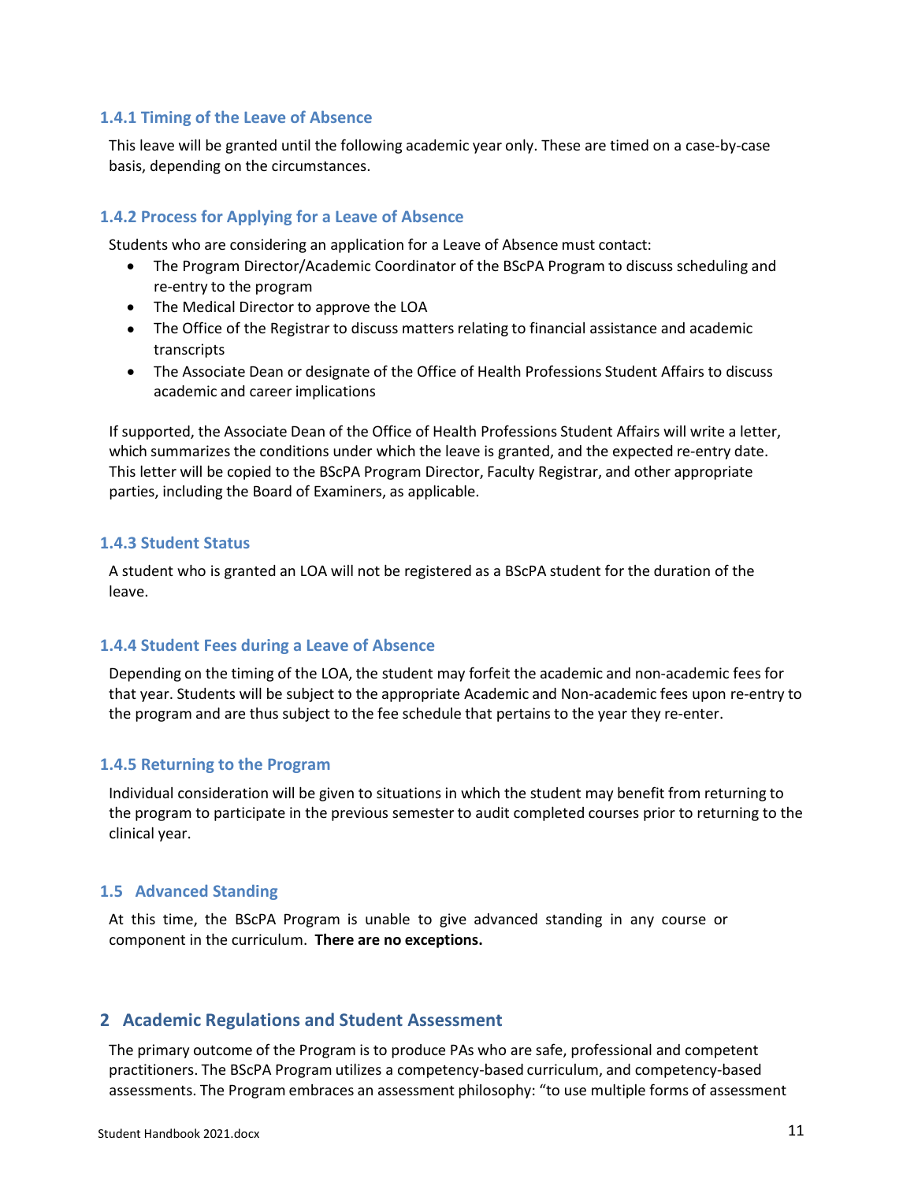### 1.4.1 Timing of the Leave of Absence

This leave will be granted until the following academic year only. These are timed on a case-by-case basis, depending on the circumstances.

### 1.4.2 Process for Applying for a Leave of Absence

Students who are considering an application for a Leave of Absence must contact:

- The Program Director/Academic Coordinator of the BScPA Program to discuss scheduling and re-entry to the program
- The Medical Director to approve the LOA
- The Office of the Registrar to discuss matters relating to financial assistance and academic transcripts
- The Associate Dean or designate of the Office of Health Professions Student Affairs to discuss academic and career implications

If supported, the Associate Dean of the Office of Health Professions Student Affairs will write a letter, which summarizes the conditions under which the leave is granted, and the expected re-entry date. This letter will be copied to the BScPA Program Director, Faculty Registrar, and other appropriate parties, including the Board of Examiners, as applicable.

### 1.4.3 Student Status

A student who is granted an LOA will not be registered as a BScPA student for the duration of the leave.

### 1.4.4 Student Fees during a Leave of Absence

Depending on the timing of the LOA, the student may forfeit the academic and non-academic fees for that year. Students will be subject to the appropriate Academic and Non-academic fees upon re-entry to the program and are thus subject to the fee schedule that pertains to the year they re-enter.

### 1.4.5 Returning to the Program

Individual consideration will be given to situations in which the student may benefit from returning to the program to participate in the previous semester to audit completed courses prior to returning to the clinical year.

### 1.5 Advanced Standing

At this time, the BScPA Program is unable to give advanced standing in any course or component in the curriculum. **There are no exceptions.**

## 2 Academic Regulations and Student Assessment

The primary outcome of the Program is to produce PAs who are safe, professional and competent practitioners. The BScPA Program utilizes a competency-based curriculum, and competency-based assessments. The Program embraces an assessment philosophy: "to use multiple forms of assessment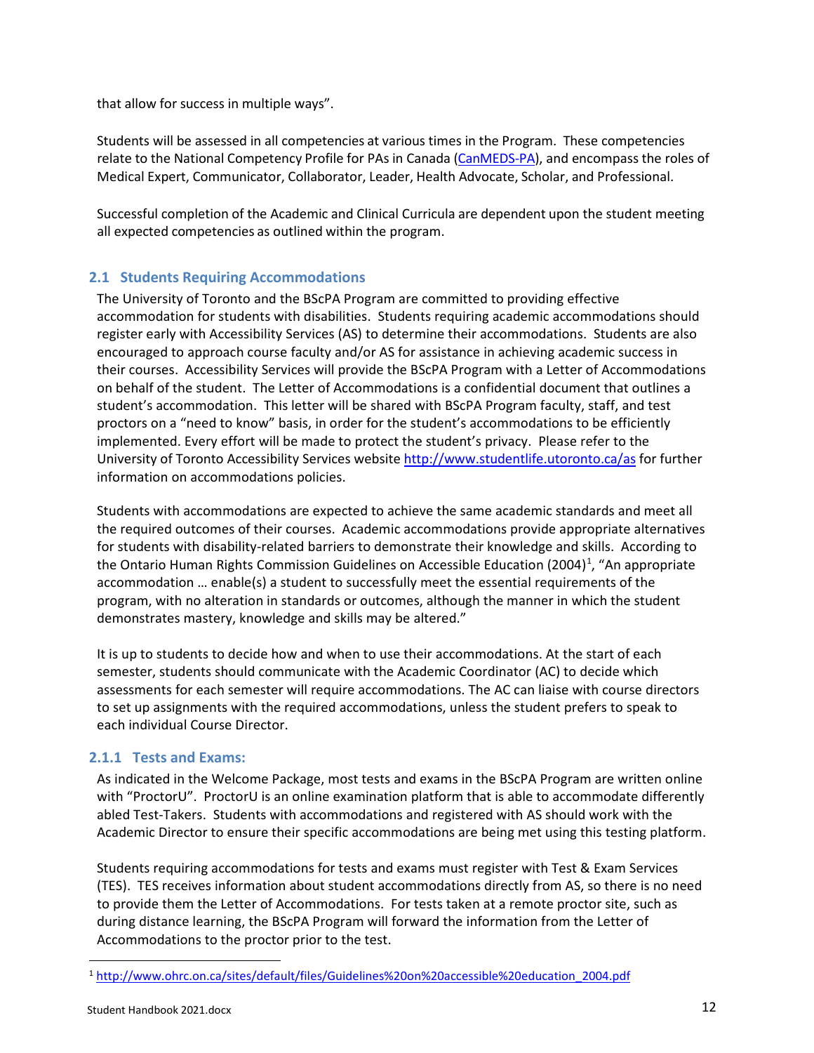that allow for success in multiple ways".

Students will be assessed in all competencies at various times in the Program. These competencies relate to the National Competency Profile for PAs in Canada (CanMEDS-PA), and encompass the roles of Medical Expert, Communicator, Collaborator, Leader, Health Advocate, Scholar, and Professional.

Successful completion of the Academic and Clinical Curricula are dependent upon the student meeting all expected competencies as outlined within the program.

## 2.1 Students Requiring Accommodations

The University of Toronto and the BScPA Program are committed to providing effective accommodation for students with disabilities. Students requiring academic accommodations should register early with Accessibility Services (AS) to determine their accommodations. Students are also encouraged to approach course faculty and/or AS for assistance in achieving academic success in their courses. Accessibility Services will provide the BScPA Program with a Letter of Accommodations on behalf of the student. The Letter of Accommodations is a confidential document that outlines a student's accommodation. This letter will be shared with BScPA Program faculty, staff, and test proctors on a "need to know" basis, in order for the student's accommodations to be efficiently implemented. Every effort will be made to protect the student's privacy. Please refer to the University of Toronto Accessibility Services website http://www.studentlife.utoronto.ca/as for further information on accommodations policies.

Students with accommodations are expected to achieve the same academic standards and meet all the required outcomes of their courses. Academic accommodations provide appropriate alternatives for students with disability-related barriers to demonstrate their knowledge and skills. According to the Ontario Human Rights Commission Guidelines on Accessible Education (2004)[1], "An appropriate accommodation … enable(s) a student to successfully meet the essential requirements of the program, with no alteration in standards or outcomes, although the manner in which the student demonstrates mastery, knowledge and skills may be altered."

It is up to students to decide how and when to use their accommodations. At the start of each semester, students should communicate with the Academic Coordinator (AC) to decide which assessments for each semester will require accommodations. The AC can liaise with course directors to set up assignments with the required accommodations, unless the student prefers to speak to each individual Course Director.

### 2.1.1 Tests and Exams:

As indicated in the Welcome Package, most tests and exams in the BScPA Program are written online with "ProctorU". ProctorU is an online examination platform that is able to accommodate differently abled Test-Takers. Students with accommodations and registered with AS should work with the Academic Director to ensure their specific accommodations are being met using this testing platform.

Students requiring accommodations for tests and exams must register with Test & Exam Services (TES). TES receives information about student accommodations directly from AS, so there is no need to provide them the Letter of Accommodations. For tests taken at a remote proctor site, such as during distance learning, the BScPA Program will forward the information from the Letter of Accommodations to the proctor prior to the test.

[1] http://www.ohrc.on.ca/sites/default/files/Guidelines%20on%20accessible%20education_2004.pdf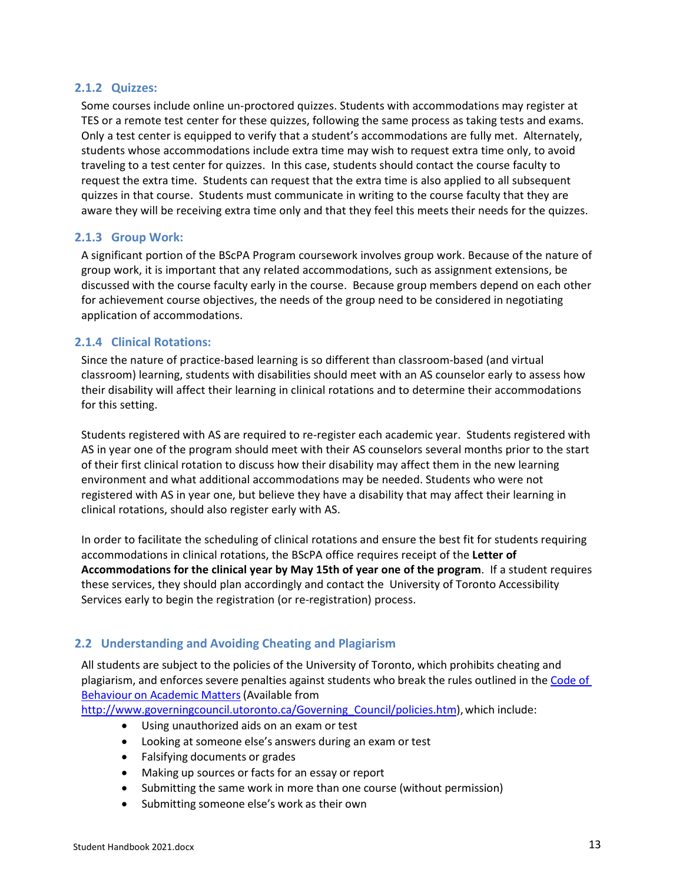### 2.1.2 Quizzes:

Some courses include online un-proctored quizzes. Students with accommodations may register at TES or a remote test center for these quizzes, following the same process as taking tests and exams. Only a test center is equipped to verify that a student's accommodations are fully met. Alternately, students whose accommodations include extra time may wish to request extra time only, to avoid traveling to a test center for quizzes. In this case, students should contact the course faculty to request the extra time. Students can request that the extra time is also applied to all subsequent quizzes in that course. Students must communicate in writing to the course faculty that they are aware they will be receiving extra time only and that they feel this meets their needs for the quizzes.

### 2.1.3 Group Work:

A significant portion of the BScPA Program coursework involves group work. Because of the nature of group work, it is important that any related accommodations, such as assignment extensions, be discussed with the course faculty early in the course. Because group members depend on each other for achievement course objectives, the needs of the group need to be considered in negotiating application of accommodations.

### 2.1.4 Clinical Rotations:

Since the nature of practice-based learning is so different than classroom-based (and virtual classroom) learning, students with disabilities should meet with an AS counselor early to assess how their disability will affect their learning in clinical rotations and to determine their accommodations for this setting.

Students registered with AS are required to re-register each academic year. Students registered with AS in year one of the program should meet with their AS counselors several months prior to the start of their first clinical rotation to discuss how their disability may affect them in the new learning environment and what additional accommodations may be needed. Students who were not registered with AS in year one, but believe they have a disability that may affect their learning in clinical rotations, should also register early with AS.

In order to facilitate the scheduling of clinical rotations and ensure the best fit for students requiring accommodations in clinical rotations, the BScPA office requires receipt of the **Letter of Accommodations for the clinical year by May 15th of year one of the program**. If a student requires these services, they should plan accordingly and contact the University of Toronto Accessibility Services early to begin the registration (or re-registration) process.

## 2.2 Understanding and Avoiding Cheating and Plagiarism

All students are subject to the policies of the University of Toronto, which prohibits cheating and plagiarism, and enforces severe penalties against students who break the rules outlined in the [Code of Behaviour on Academic Matters](http://www.governingcouncil.utoronto.ca/Governing_Council/policies.htm) (Available from http://www.governingcouncil.utoronto.ca/Governing_Council/policies.htm), which include:

- Using unauthorized aids on an exam or test
- Looking at someone else's answers during an exam or test
- Falsifying documents or grades
- Making up sources or facts for an essay or report
- Submitting the same work in more than one course (without permission)
- Submitting someone else's work as their own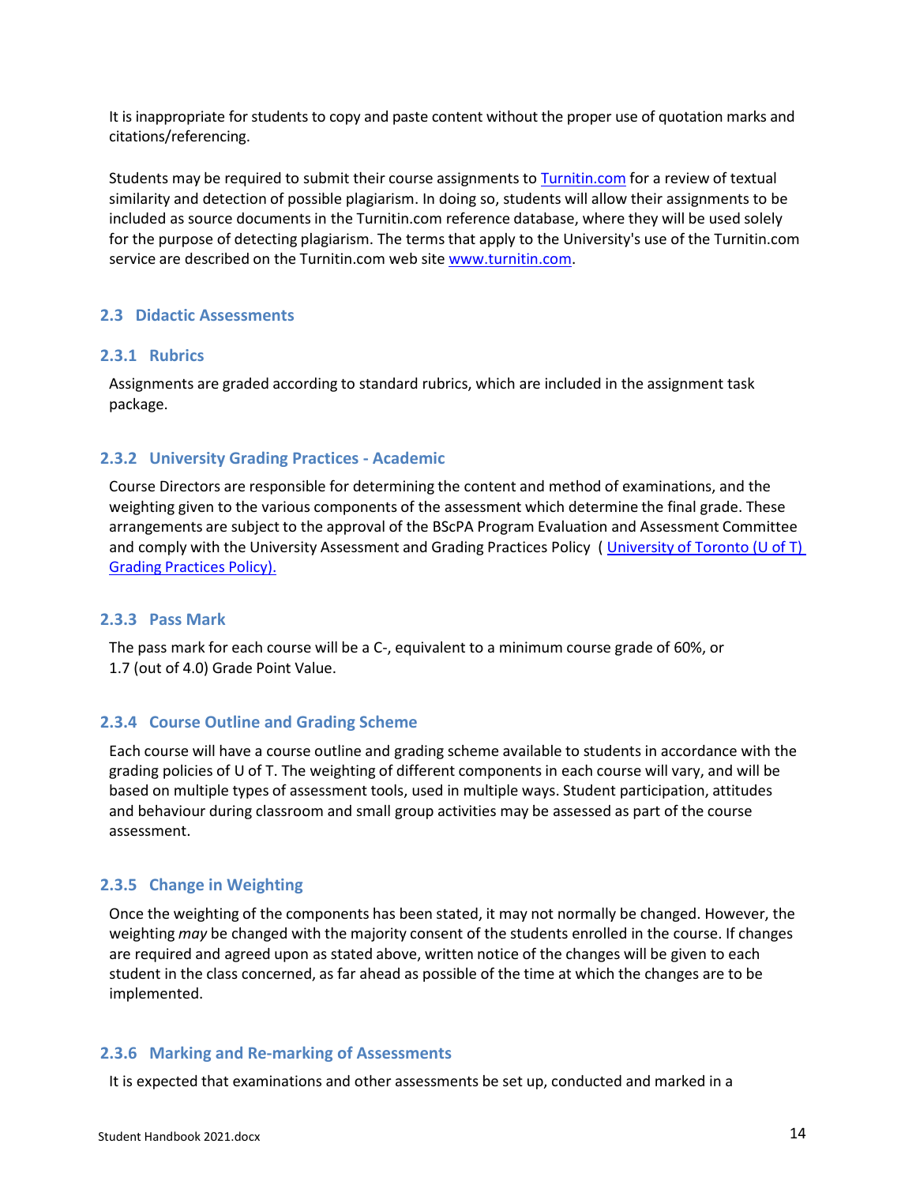It is inappropriate for students to copy and paste content without the proper use of quotation marks and citations/referencing.

Students may be required to submit their course assignments to [Turnitin.com](http://www.turnitin.com) for a review of textual similarity and detection of possible plagiarism. In doing so, students will allow their assignments to be included as source documents in the Turnitin.com reference database, where they will be used solely for the purpose of detecting plagiarism. The terms that apply to the University's use of the Turnitin.com service are described on the Turnitin.com web site [www.turnitin.com](http://www.turnitin.com).

## 2.3 Didactic Assessments

### 2.3.1 Rubrics

Assignments are graded according to standard rubrics, which are included in the assignment task package.

### 2.3.2 University Grading Practices - Academic

Course Directors are responsible for determining the content and method of examinations, and the weighting given to the various components of the assessment which determine the final grade. These arrangements are subject to the approval of the BScPA Program Evaluation and Assessment Committee and comply with the University Assessment and Grading Practices Policy ( University of Toronto (U of T) Grading Practices Policy).

### 2.3.3 Pass Mark

The pass mark for each course will be a C-, equivalent to a minimum course grade of 60%, or 1.7 (out of 4.0) Grade Point Value.

### 2.3.4 Course Outline and Grading Scheme

Each course will have a course outline and grading scheme available to students in accordance with the grading policies of U of T. The weighting of different components in each course will vary, and will be based on multiple types of assessment tools, used in multiple ways. Student participation, attitudes and behaviour during classroom and small group activities may be assessed as part of the course assessment.

### 2.3.5 Change in Weighting

Once the weighting of the components has been stated, it may not normally be changed. However, the weighting *may* be changed with the majority consent of the students enrolled in the course. If changes are required and agreed upon as stated above, written notice of the changes will be given to each student in the class concerned, as far ahead as possible of the time at which the changes are to be implemented.

### 2.3.6 Marking and Re-marking of Assessments

It is expected that examinations and other assessments be set up, conducted and marked in a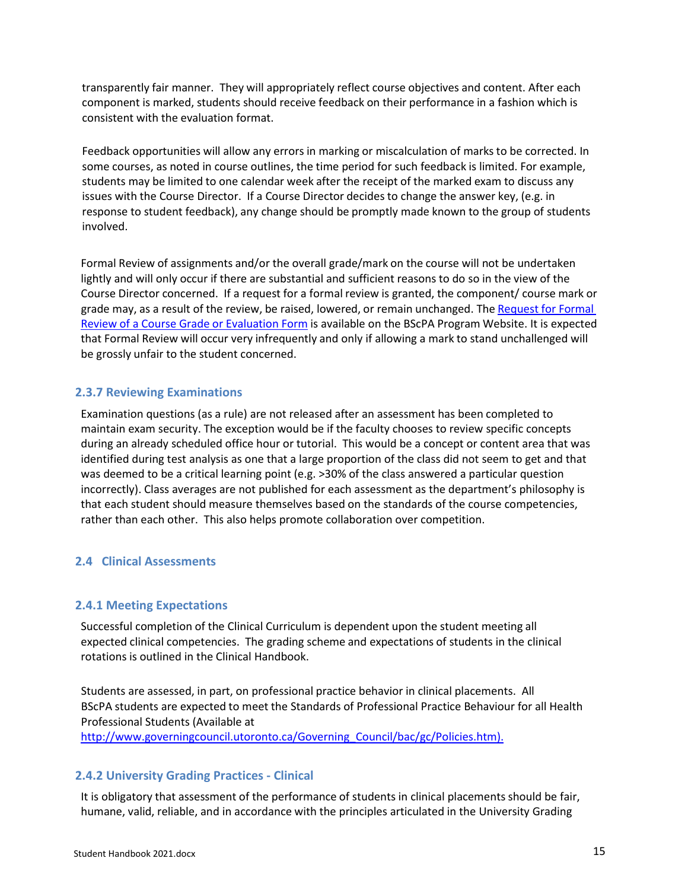transparently fair manner. They will appropriately reflect course objectives and content. After each component is marked, students should receive feedback on their performance in a fashion which is consistent with the evaluation format.

Feedback opportunities will allow any errors in marking or miscalculation of marks to be corrected. In some courses, as noted in course outlines, the time period for such feedback is limited. For example, students may be limited to one calendar week after the receipt of the marked exam to discuss any issues with the Course Director. If a Course Director decides to change the answer key, (e.g. in response to student feedback), any change should be promptly made known to the group of students involved.

Formal Review of assignments and/or the overall grade/mark on the course will not be undertaken lightly and will only occur if there are substantial and sufficient reasons to do so in the view of the Course Director concerned. If a request for a formal review is granted, the component/ course mark or grade may, as a result of the review, be raised, lowered, or remain unchanged. The Request for Formal Review of a Course Grade or Evaluation Form is available on the BScPA Program Website. It is expected that Formal Review will occur very infrequently and only if allowing a mark to stand unchallenged will be grossly unfair to the student concerned.

### 2.3.7 Reviewing Examinations

Examination questions (as a rule) are not released after an assessment has been completed to maintain exam security. The exception would be if the faculty chooses to review specific concepts during an already scheduled office hour or tutorial. This would be a concept or content area that was identified during test analysis as one that a large proportion of the class did not seem to get and that was deemed to be a critical learning point (e.g. >30% of the class answered a particular question incorrectly). Class averages are not published for each assessment as the department's philosophy is that each student should measure themselves based on the standards of the course competencies, rather than each other. This also helps promote collaboration over competition.

## 2.4 Clinical Assessments

### 2.4.1 Meeting Expectations

Successful completion of the Clinical Curriculum is dependent upon the student meeting all expected clinical competencies. The grading scheme and expectations of students in the clinical rotations is outlined in the Clinical Handbook.

Students are assessed, in part, on professional practice behavior in clinical placements. All BScPA students are expected to meet the Standards of Professional Practice Behaviour for all Health Professional Students (Available at http://www.governingcouncil.utoronto.ca/Governing_Council/bac/gc/Policies.htm).

### 2.4.2 University Grading Practices - Clinical

It is obligatory that assessment of the performance of students in clinical placements should be fair, humane, valid, reliable, and in accordance with the principles articulated in the University Grading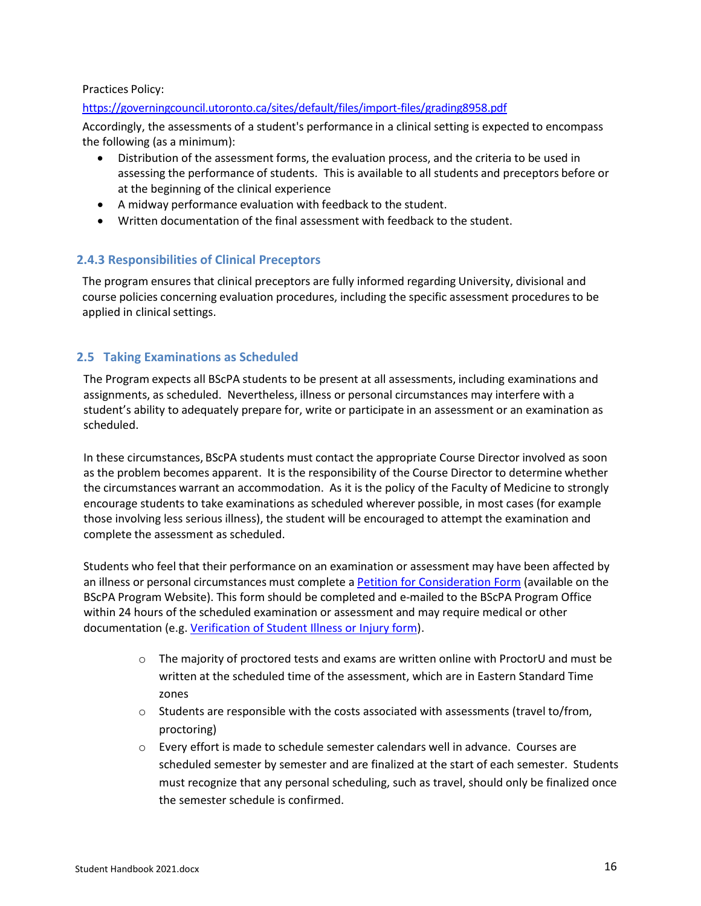Practices Policy:

https://governingcouncil.utoronto.ca/sites/default/files/import-files/grading8958.pdf

Accordingly, the assessments of a student's performance in a clinical setting is expected to encompass the following (as a minimum):

- Distribution of the assessment forms, the evaluation process, and the criteria to be used in assessing the performance of students. This is available to all students and preceptors before or at the beginning of the clinical experience
- A midway performance evaluation with feedback to the student.
- Written documentation of the final assessment with feedback to the student.

### 2.4.3 Responsibilities of Clinical Preceptors

The program ensures that clinical preceptors are fully informed regarding University, divisional and course policies concerning evaluation procedures, including the specific assessment procedures to be applied in clinical settings.

## 2.5 Taking Examinations as Scheduled

The Program expects all BScPA students to be present at all assessments, including examinations and assignments, as scheduled. Nevertheless, illness or personal circumstances may interfere with a student's ability to adequately prepare for, write or participate in an assessment or an examination as scheduled.

In these circumstances, BScPA students must contact the appropriate Course Director involved as soon as the problem becomes apparent. It is the responsibility of the Course Director to determine whether the circumstances warrant an accommodation. As it is the policy of the Faculty of Medicine to strongly encourage students to take examinations as scheduled wherever possible, in most cases (for example those involving less serious illness), the student will be encouraged to attempt the examination and complete the assessment as scheduled.

Students who feel that their performance on an examination or assessment may have been affected by an illness or personal circumstances must complete a Petition for Consideration Form (available on the BScPA Program Website). This form should be completed and e-mailed to the BScPA Program Office within 24 hours of the scheduled examination or assessment and may require medical or other documentation (e.g. Verification of Student Illness or Injury form).

- The majority of proctored tests and exams are written online with ProctorU and must be written at the scheduled time of the assessment, which are in Eastern Standard Time zones
- Students are responsible with the costs associated with assessments (travel to/from, proctoring)
- Every effort is made to schedule semester calendars well in advance. Courses are scheduled semester by semester and are finalized at the start of each semester. Students must recognize that any personal scheduling, such as travel, should only be finalized once the semester schedule is confirmed.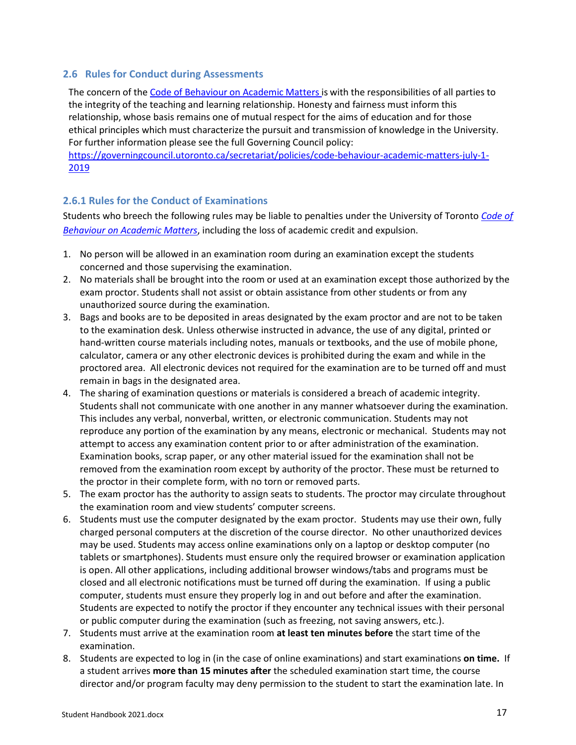## 2.6 Rules for Conduct during Assessments

The concern of the [Code of Behaviour on Academic Matters](https://governingcouncil.utoronto.ca/secretariat/policies/code-behaviour-academic-matters-july-1-2019) is with the responsibilities of all parties to the integrity of the teaching and learning relationship. Honesty and fairness must inform this relationship, whose basis remains one of mutual respect for the aims of education and for those ethical principles which must characterize the pursuit and transmission of knowledge in the University. For further information please see the full Governing Council policy: https://governingcouncil.utoronto.ca/secretariat/policies/code-behaviour-academic-matters-july-1-2019

### 2.6.1 Rules for the Conduct of Examinations

Students who breech the following rules may be liable to penalties under the University of Toronto *Code of Behaviour on Academic Matters*, including the loss of academic credit and expulsion.

1. No person will be allowed in an examination room during an examination except the students concerned and those supervising the examination.
2. No materials shall be brought into the room or used at an examination except those authorized by the exam proctor. Students shall not assist or obtain assistance from other students or from any unauthorized source during the examination.
3. Bags and books are to be deposited in areas designated by the exam proctor and are not to be taken to the examination desk. Unless otherwise instructed in advance, the use of any digital, printed or hand-written course materials including notes, manuals or textbooks, and the use of mobile phone, calculator, camera or any other electronic devices is prohibited during the exam and while in the proctored area. All electronic devices not required for the examination are to be turned off and must remain in bags in the designated area.
4. The sharing of examination questions or materials is considered a breach of academic integrity. Students shall not communicate with one another in any manner whatsoever during the examination. This includes any verbal, nonverbal, written, or electronic communication. Students may not reproduce any portion of the examination by any means, electronic or mechanical. Students may not attempt to access any examination content prior to or after administration of the examination. Examination books, scrap paper, or any other material issued for the examination shall not be removed from the examination room except by authority of the proctor. These must be returned to the proctor in their complete form, with no torn or removed parts.
5. The exam proctor has the authority to assign seats to students. The proctor may circulate throughout the examination room and view students' computer screens.
6. Students must use the computer designated by the exam proctor. Students may use their own, fully charged personal computers at the discretion of the course director. No other unauthorized devices may be used. Students may access online examinations only on a laptop or desktop computer (no tablets or smartphones). Students must ensure only the required browser or examination application is open. All other applications, including additional browser windows/tabs and programs must be closed and all electronic notifications must be turned off during the examination. If using a public computer, students must ensure they properly log in and out before and after the examination. Students are expected to notify the proctor if they encounter any technical issues with their personal or public computer during the examination (such as freezing, not saving answers, etc.).
7. Students must arrive at the examination room **at least ten minutes before** the start time of the examination.
8. Students are expected to log in (in the case of online examinations) and start examinations **on time.** If a student arrives **more than 15 minutes after** the scheduled examination start time, the course director and/or program faculty may deny permission to the student to start the examination late. In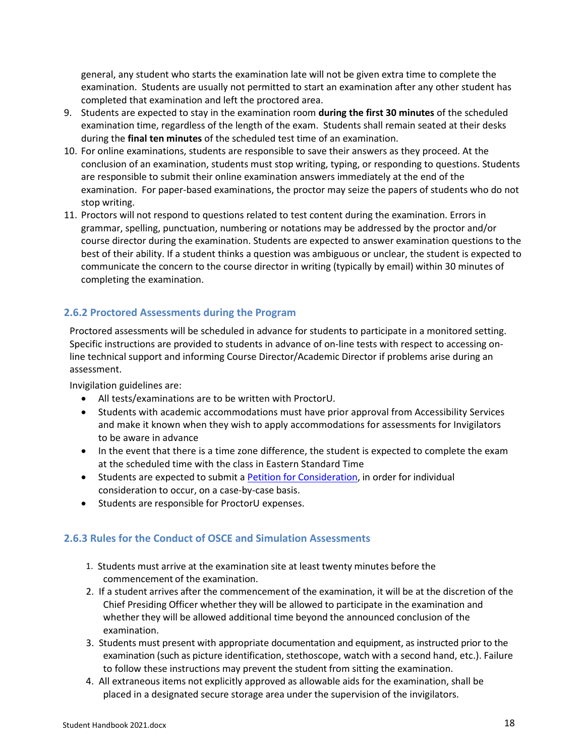general, any student who starts the examination late will not be given extra time to complete the examination. Students are usually not permitted to start an examination after any other student has completed that examination and left the proctored area.

9. Students are expected to stay in the examination room **during the first 30 minutes** of the scheduled examination time, regardless of the length of the exam. Students shall remain seated at their desks during the **final ten minutes** of the scheduled test time of an examination.
10. For online examinations, students are responsible to save their answers as they proceed. At the conclusion of an examination, students must stop writing, typing, or responding to questions. Students are responsible to submit their online examination answers immediately at the end of the examination. For paper-based examinations, the proctor may seize the papers of students who do not stop writing.
11. Proctors will not respond to questions related to test content during the examination. Errors in grammar, spelling, punctuation, numbering or notations may be addressed by the proctor and/or course director during the examination. Students are expected to answer examination questions to the best of their ability. If a student thinks a question was ambiguous or unclear, the student is expected to communicate the concern to the course director in writing (typically by email) within 30 minutes of completing the examination.

### 2.6.2 Proctored Assessments during the Program

Proctored assessments will be scheduled in advance for students to participate in a monitored setting. Specific instructions are provided to students in advance of on-line tests with respect to accessing on-line technical support and informing Course Director/Academic Director if problems arise during an assessment.

Invigilation guidelines are:

- All tests/examinations are to be written with ProctorU.
- Students with academic accommodations must have prior approval from Accessibility Services and make it known when they wish to apply accommodations for assessments for Invigilators to be aware in advance
- In the event that there is a time zone difference, the student is expected to complete the exam at the scheduled time with the class in Eastern Standard Time
- Students are expected to submit a Petition for Consideration, in order for individual consideration to occur, on a case-by-case basis.
- Students are responsible for ProctorU expenses.

### 2.6.3 Rules for the Conduct of OSCE and Simulation Assessments

1. Students must arrive at the examination site at least twenty minutes before the commencement of the examination.
2. If a student arrives after the commencement of the examination, it will be at the discretion of the Chief Presiding Officer whether they will be allowed to participate in the examination and whether they will be allowed additional time beyond the announced conclusion of the examination.
3. Students must present with appropriate documentation and equipment, as instructed prior to the examination (such as picture identification, stethoscope, watch with a second hand, etc.). Failure to follow these instructions may prevent the student from sitting the examination.
4. All extraneous items not explicitly approved as allowable aids for the examination, shall be placed in a designated secure storage area under the supervision of the invigilators.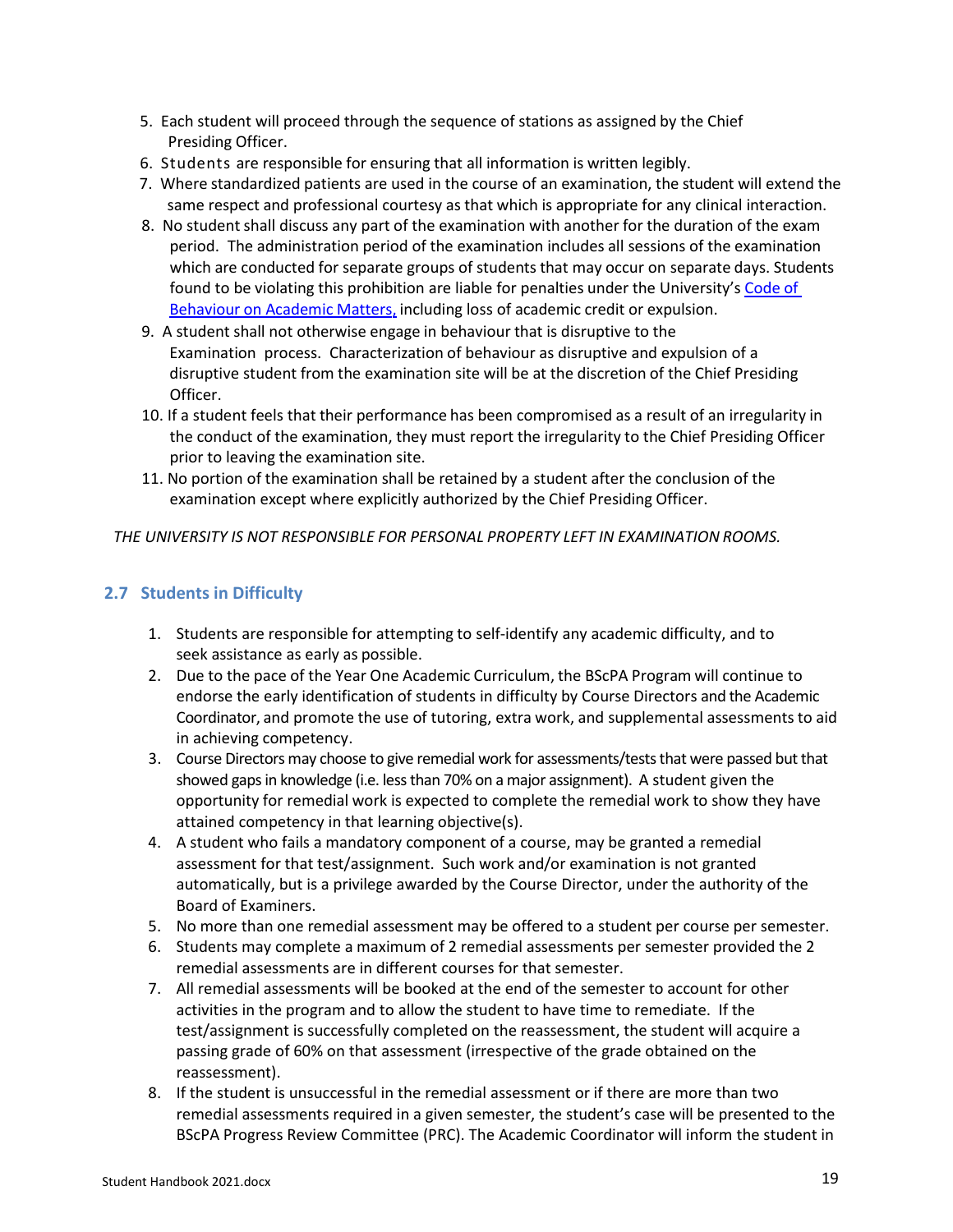5. Each student will proceed through the sequence of stations as assigned by the Chief Presiding Officer.
6. Students are responsible for ensuring that all information is written legibly.
7. Where standardized patients are used in the course of an examination, the student will extend the same respect and professional courtesy as that which is appropriate for any clinical interaction.
8. No student shall discuss any part of the examination with another for the duration of the exam period. The administration period of the examination includes all sessions of the examination which are conducted for separate groups of students that may occur on separate days. Students found to be violating this prohibition are liable for penalties under the University's Code of Behaviour on Academic Matters, including loss of academic credit or expulsion.
9. A student shall not otherwise engage in behaviour that is disruptive to the Examination process. Characterization of behaviour as disruptive and expulsion of a disruptive student from the examination site will be at the discretion of the Chief Presiding Officer.
10. If a student feels that their performance has been compromised as a result of an irregularity in the conduct of the examination, they must report the irregularity to the Chief Presiding Officer prior to leaving the examination site.
11. No portion of the examination shall be retained by a student after the conclusion of the examination except where explicitly authorized by the Chief Presiding Officer.

*THE UNIVERSITY IS NOT RESPONSIBLE FOR PERSONAL PROPERTY LEFT IN EXAMINATION ROOMS.*

## 2.7 Students in Difficulty

1. Students are responsible for attempting to self-identify any academic difficulty, and to seek assistance as early as possible.
2. Due to the pace of the Year One Academic Curriculum, the BScPA Program will continue to endorse the early identification of students in difficulty by Course Directors and the Academic Coordinator, and promote the use of tutoring, extra work, and supplemental assessments to aid in achieving competency.
3. Course Directors may choose to give remedial work for assessments/tests that were passed but that showed gaps in knowledge (i.e. less than 70% on a major assignment). A student given the opportunity for remedial work is expected to complete the remedial work to show they have attained competency in that learning objective(s).
4. A student who fails a mandatory component of a course, may be granted a remedial assessment for that test/assignment. Such work and/or examination is not granted automatically, but is a privilege awarded by the Course Director, under the authority of the Board of Examiners.
5. No more than one remedial assessment may be offered to a student per course per semester.
6. Students may complete a maximum of 2 remedial assessments per semester provided the 2 remedial assessments are in different courses for that semester.
7. All remedial assessments will be booked at the end of the semester to account for other activities in the program and to allow the student to have time to remediate. If the test/assignment is successfully completed on the reassessment, the student will acquire a passing grade of 60% on that assessment (irrespective of the grade obtained on the reassessment).
8. If the student is unsuccessful in the remedial assessment or if there are more than two remedial assessments required in a given semester, the student's case will be presented to the BScPA Progress Review Committee (PRC). The Academic Coordinator will inform the student in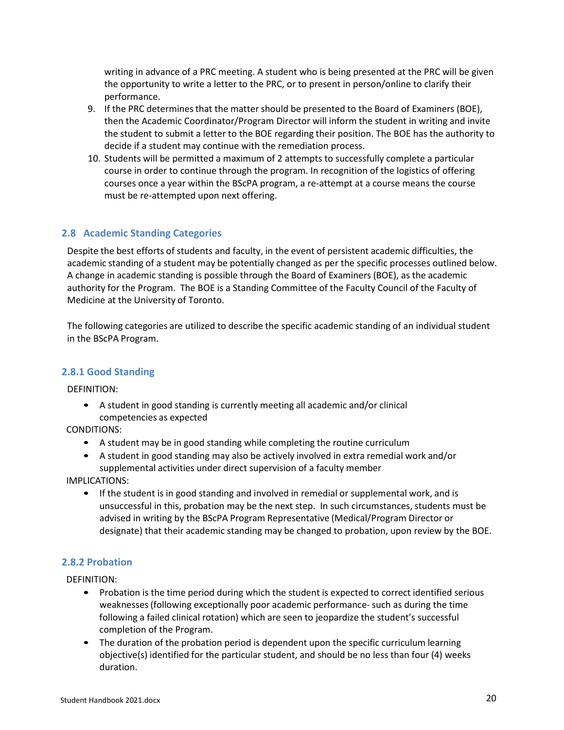writing in advance of a PRC meeting. A student who is being presented at the PRC will be given the opportunity to write a letter to the PRC, or to present in person/online to clarify their performance.

9. If the PRC determines that the matter should be presented to the Board of Examiners (BOE), then the Academic Coordinator/Program Director will inform the student in writing and invite the student to submit a letter to the BOE regarding their position. The BOE has the authority to decide if a student may continue with the remediation process.
10. Students will be permitted a maximum of 2 attempts to successfully complete a particular course in order to continue through the program. In recognition of the logistics of offering courses once a year within the BScPA program, a re-attempt at a course means the course must be re-attempted upon next offering.

## 2.8 Academic Standing Categories

Despite the best efforts of students and faculty, in the event of persistent academic difficulties, the academic standing of a student may be potentially changed as per the specific processes outlined below. A change in academic standing is possible through the Board of Examiners (BOE), as the academic authority for the Program. The BOE is a Standing Committee of the Faculty Council of the Faculty of Medicine at the University of Toronto.

The following categories are utilized to describe the specific academic standing of an individual student in the BScPA Program.

### 2.8.1 Good Standing

DEFINITION:

- A student in good standing is currently meeting all academic and/or clinical competencies as expected

CONDITIONS:

- A student may be in good standing while completing the routine curriculum
- A student in good standing may also be actively involved in extra remedial work and/or supplemental activities under direct supervision of a faculty member

IMPLICATIONS:

- If the student is in good standing and involved in remedial or supplemental work, and is unsuccessful in this, probation may be the next step. In such circumstances, students must be advised in writing by the BScPA Program Representative (Medical/Program Director or designate) that their academic standing may be changed to probation, upon review by the BOE.

### 2.8.2 Probation

DEFINITION:

- Probation is the time period during which the student is expected to correct identified serious weaknesses (following exceptionally poor academic performance- such as during the time following a failed clinical rotation) which are seen to jeopardize the student's successful completion of the Program.
- The duration of the probation period is dependent upon the specific curriculum learning objective(s) identified for the particular student, and should be no less than four (4) weeks duration.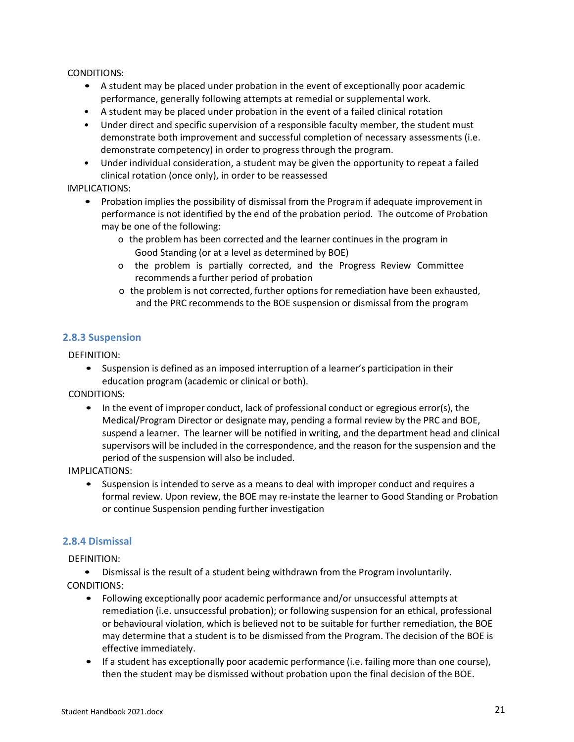CONDITIONS:

- A student may be placed under probation in the event of exceptionally poor academic performance, generally following attempts at remedial or supplemental work.
- A student may be placed under probation in the event of a failed clinical rotation
- Under direct and specific supervision of a responsible faculty member, the student must demonstrate both improvement and successful completion of necessary assessments (i.e. demonstrate competency) in order to progress through the program.
- Under individual consideration, a student may be given the opportunity to repeat a failed clinical rotation (once only), in order to be reassessed

IMPLICATIONS:

- Probation implies the possibility of dismissal from the Program if adequate improvement in performance is not identified by the end of the probation period. The outcome of Probation may be one of the following:
  - the problem has been corrected and the learner continues in the program in Good Standing (or at a level as determined by BOE)
  - the problem is partially corrected, and the Progress Review Committee recommends a further period of probation
  - the problem is not corrected, further options for remediation have been exhausted, and the PRC recommends to the BOE suspension or dismissal from the program

### 2.8.3 Suspension

DEFINITION:

- Suspension is defined as an imposed interruption of a learner's participation in their education program (academic or clinical or both).

CONDITIONS:

- In the event of improper conduct, lack of professional conduct or egregious error(s), the Medical/Program Director or designate may, pending a formal review by the PRC and BOE, suspend a learner. The learner will be notified in writing, and the department head and clinical supervisors will be included in the correspondence, and the reason for the suspension and the period of the suspension will also be included.

IMPLICATIONS:

- Suspension is intended to serve as a means to deal with improper conduct and requires a formal review. Upon review, the BOE may re-instate the learner to Good Standing or Probation or continue Suspension pending further investigation

### 2.8.4 Dismissal

DEFINITION:

- Dismissal is the result of a student being withdrawn from the Program involuntarily.

CONDITIONS:

- Following exceptionally poor academic performance and/or unsuccessful attempts at remediation (i.e. unsuccessful probation); or following suspension for an ethical, professional or behavioural violation, which is believed not to be suitable for further remediation, the BOE may determine that a student is to be dismissed from the Program. The decision of the BOE is effective immediately.
- If a student has exceptionally poor academic performance (i.e. failing more than one course), then the student may be dismissed without probation upon the final decision of the BOE.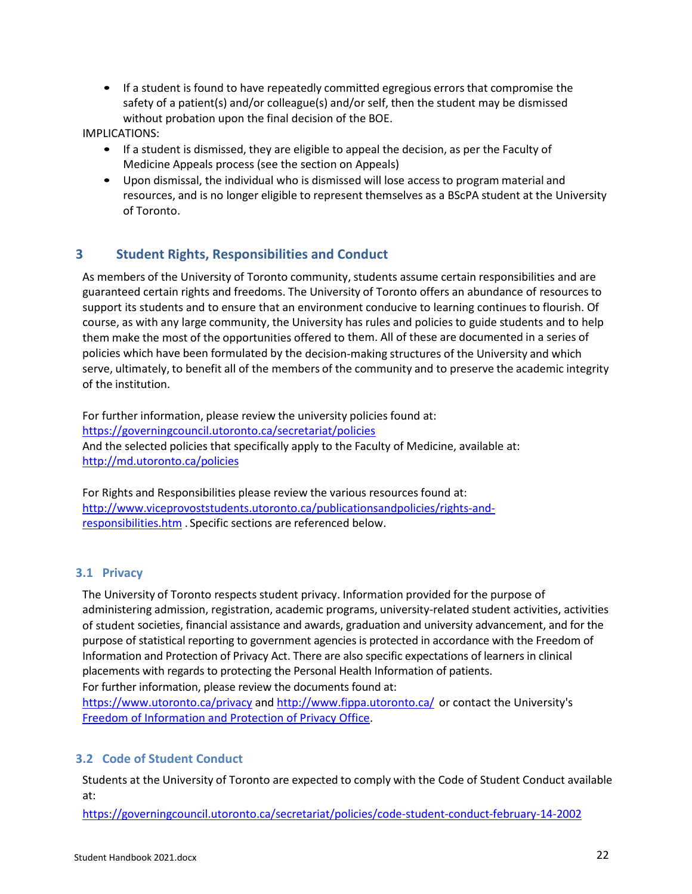- If a student is found to have repeatedly committed egregious errors that compromise the safety of a patient(s) and/or colleague(s) and/or self, then the student may be dismissed without probation upon the final decision of the BOE.

IMPLICATIONS:

- If a student is dismissed, they are eligible to appeal the decision, as per the Faculty of Medicine Appeals process (see the section on Appeals)
- Upon dismissal, the individual who is dismissed will lose access to program material and resources, and is no longer eligible to represent themselves as a BScPA student at the University of Toronto.

# 3 Student Rights, Responsibilities and Conduct

As members of the University of Toronto community, students assume certain responsibilities and are guaranteed certain rights and freedoms. The University of Toronto offers an abundance of resources to support its students and to ensure that an environment conducive to learning continues to flourish. Of course, as with any large community, the University has rules and policies to guide students and to help them make the most of the opportunities offered to them. All of these are documented in a series of policies which have been formulated by the decision-making structures of the University and which serve, ultimately, to benefit all of the members of the community and to preserve the academic integrity of the institution.

For further information, please review the university policies found at:
https://governingcouncil.utoronto.ca/secretariat/policies
And the selected policies that specifically apply to the Faculty of Medicine, available at:
http://md.utoronto.ca/policies

For Rights and Responsibilities please review the various resources found at:
http://www.viceprovoststudents.utoronto.ca/publicationsandpolicies/rights-and-responsibilities.htm . Specific sections are referenced below.

## 3.1 Privacy

The University of Toronto respects student privacy. Information provided for the purpose of administering admission, registration, academic programs, university-related student activities, activities of student societies, financial assistance and awards, graduation and university advancement, and for the purpose of statistical reporting to government agencies is protected in accordance with the Freedom of Information and Protection of Privacy Act. There are also specific expectations of learners in clinical placements with regards to protecting the Personal Health Information of patients.
For further information, please review the documents found at:
https://www.utoronto.ca/privacy and http://www.fippa.utoronto.ca/ or contact the University's Freedom of Information and Protection of Privacy Office.

## 3.2 Code of Student Conduct

Students at the University of Toronto are expected to comply with the Code of Student Conduct available at:

https://governingcouncil.utoronto.ca/secretariat/policies/code-student-conduct-february-14-2002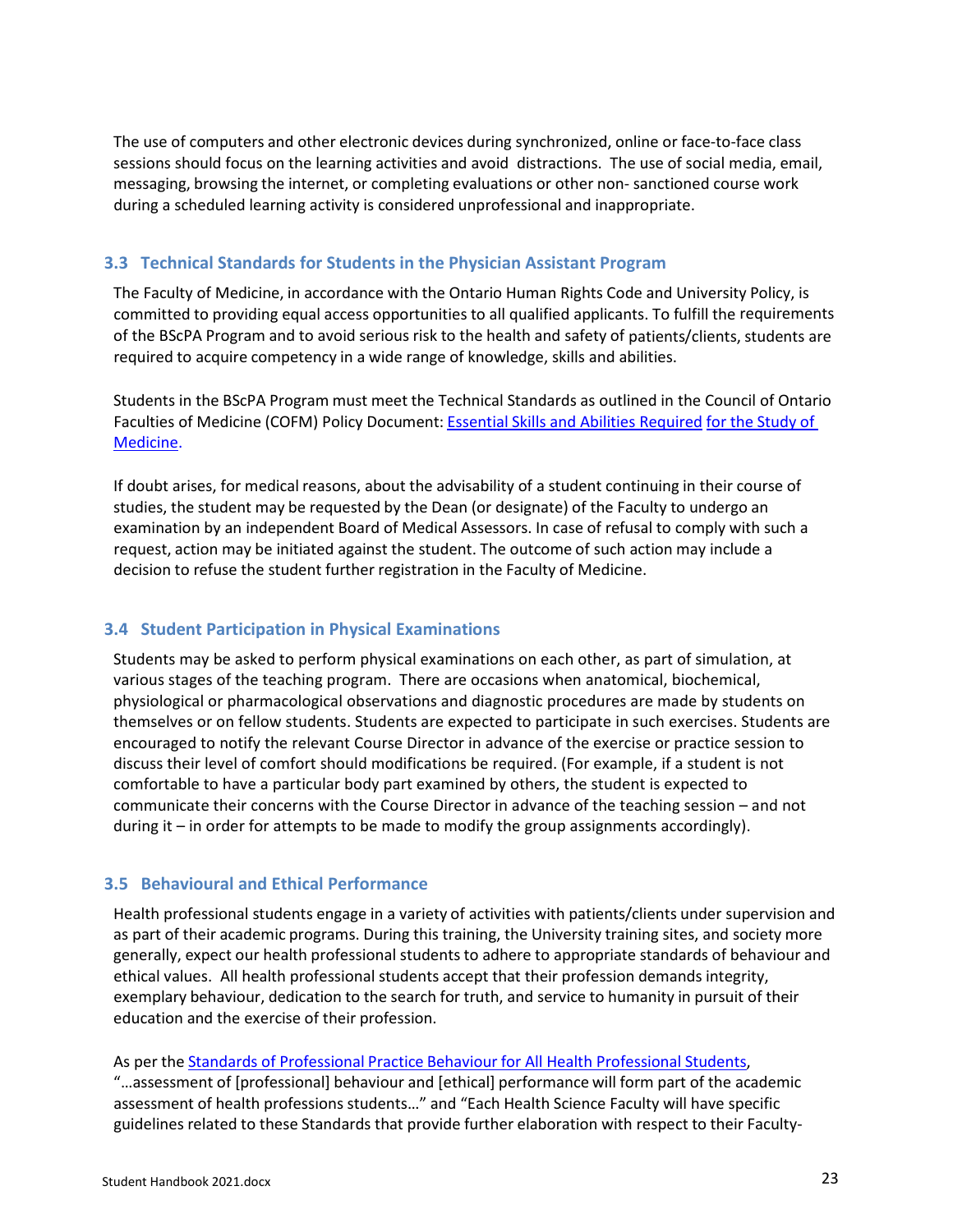The use of computers and other electronic devices during synchronized, online or face-to-face class sessions should focus on the learning activities and avoid distractions. The use of social media, email, messaging, browsing the internet, or completing evaluations or other non- sanctioned course work during a scheduled learning activity is considered unprofessional and inappropriate.

### 3.3 Technical Standards for Students in the Physician Assistant Program

The Faculty of Medicine, in accordance with the Ontario Human Rights Code and University Policy, is committed to providing equal access opportunities to all qualified applicants. To fulfill the requirements of the BScPA Program and to avoid serious risk to the health and safety of patients/clients, students are required to acquire competency in a wide range of knowledge, skills and abilities.

Students in the BScPA Program must meet the Technical Standards as outlined in the Council of Ontario Faculties of Medicine (COFM) Policy Document: Essential Skills and Abilities Required for the Study of Medicine.

If doubt arises, for medical reasons, about the advisability of a student continuing in their course of studies, the student may be requested by the Dean (or designate) of the Faculty to undergo an examination by an independent Board of Medical Assessors. In case of refusal to comply with such a request, action may be initiated against the student. The outcome of such action may include a decision to refuse the student further registration in the Faculty of Medicine.

### 3.4 Student Participation in Physical Examinations

Students may be asked to perform physical examinations on each other, as part of simulation, at various stages of the teaching program. There are occasions when anatomical, biochemical, physiological or pharmacological observations and diagnostic procedures are made by students on themselves or on fellow students. Students are expected to participate in such exercises. Students are encouraged to notify the relevant Course Director in advance of the exercise or practice session to discuss their level of comfort should modifications be required. (For example, if a student is not comfortable to have a particular body part examined by others, the student is expected to communicate their concerns with the Course Director in advance of the teaching session – and not during it – in order for attempts to be made to modify the group assignments accordingly).

### 3.5 Behavioural and Ethical Performance

Health professional students engage in a variety of activities with patients/clients under supervision and as part of their academic programs. During this training, the University training sites, and society more generally, expect our health professional students to adhere to appropriate standards of behaviour and ethical values. All health professional students accept that their profession demands integrity, exemplary behaviour, dedication to the search for truth, and service to humanity in pursuit of their education and the exercise of their profession.

As per the Standards of Professional Practice Behaviour for All Health Professional Students, "…assessment of [professional] behaviour and [ethical] performance will form part of the academic assessment of health professions students…" and "Each Health Science Faculty will have specific guidelines related to these Standards that provide further elaboration with respect to their Faculty-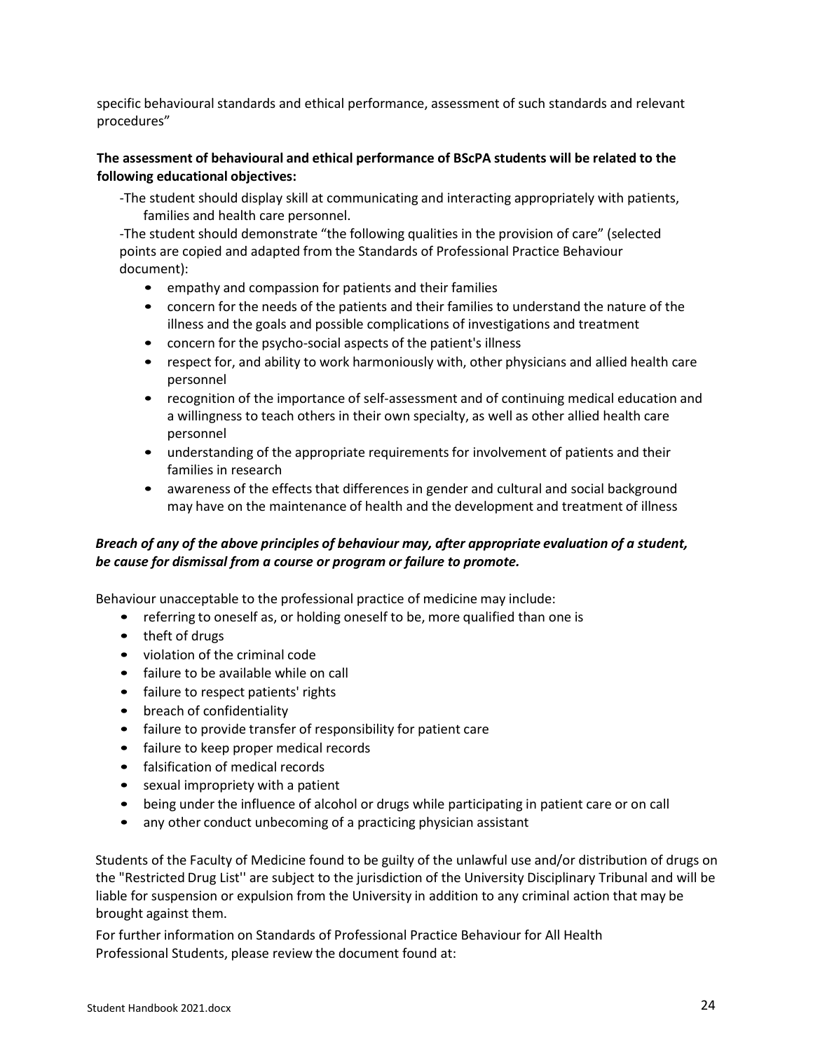specific behavioural standards and ethical performance, assessment of such standards and relevant procedures"

**The assessment of behavioural and ethical performance of BScPA students will be related to the following educational objectives:**

-The student should display skill at communicating and interacting appropriately with patients, families and health care personnel.

-The student should demonstrate "the following qualities in the provision of care" (selected points are copied and adapted from the Standards of Professional Practice Behaviour document):

- empathy and compassion for patients and their families
- concern for the needs of the patients and their families to understand the nature of the illness and the goals and possible complications of investigations and treatment
- concern for the psycho-social aspects of the patient's illness
- respect for, and ability to work harmoniously with, other physicians and allied health care personnel
- recognition of the importance of self-assessment and of continuing medical education and a willingness to teach others in their own specialty, as well as other allied health care personnel
- understanding of the appropriate requirements for involvement of patients and their families in research
- awareness of the effects that differences in gender and cultural and social background may have on the maintenance of health and the development and treatment of illness

***Breach of any of the above principles of behaviour may, after appropriate evaluation of a student, be cause for dismissal from a course or program or failure to promote.***

Behaviour unacceptable to the professional practice of medicine may include:

- referring to oneself as, or holding oneself to be, more qualified than one is
- theft of drugs
- violation of the criminal code
- failure to be available while on call
- failure to respect patients' rights
- breach of confidentiality
- failure to provide transfer of responsibility for patient care
- failure to keep proper medical records
- falsification of medical records
- sexual impropriety with a patient
- being under the influence of alcohol or drugs while participating in patient care or on call
- any other conduct unbecoming of a practicing physician assistant

Students of the Faculty of Medicine found to be guilty of the unlawful use and/or distribution of drugs on the "Restricted Drug List'' are subject to the jurisdiction of the University Disciplinary Tribunal and will be liable for suspension or expulsion from the University in addition to any criminal action that may be brought against them.

For further information on Standards of Professional Practice Behaviour for All Health Professional Students, please review the document found at: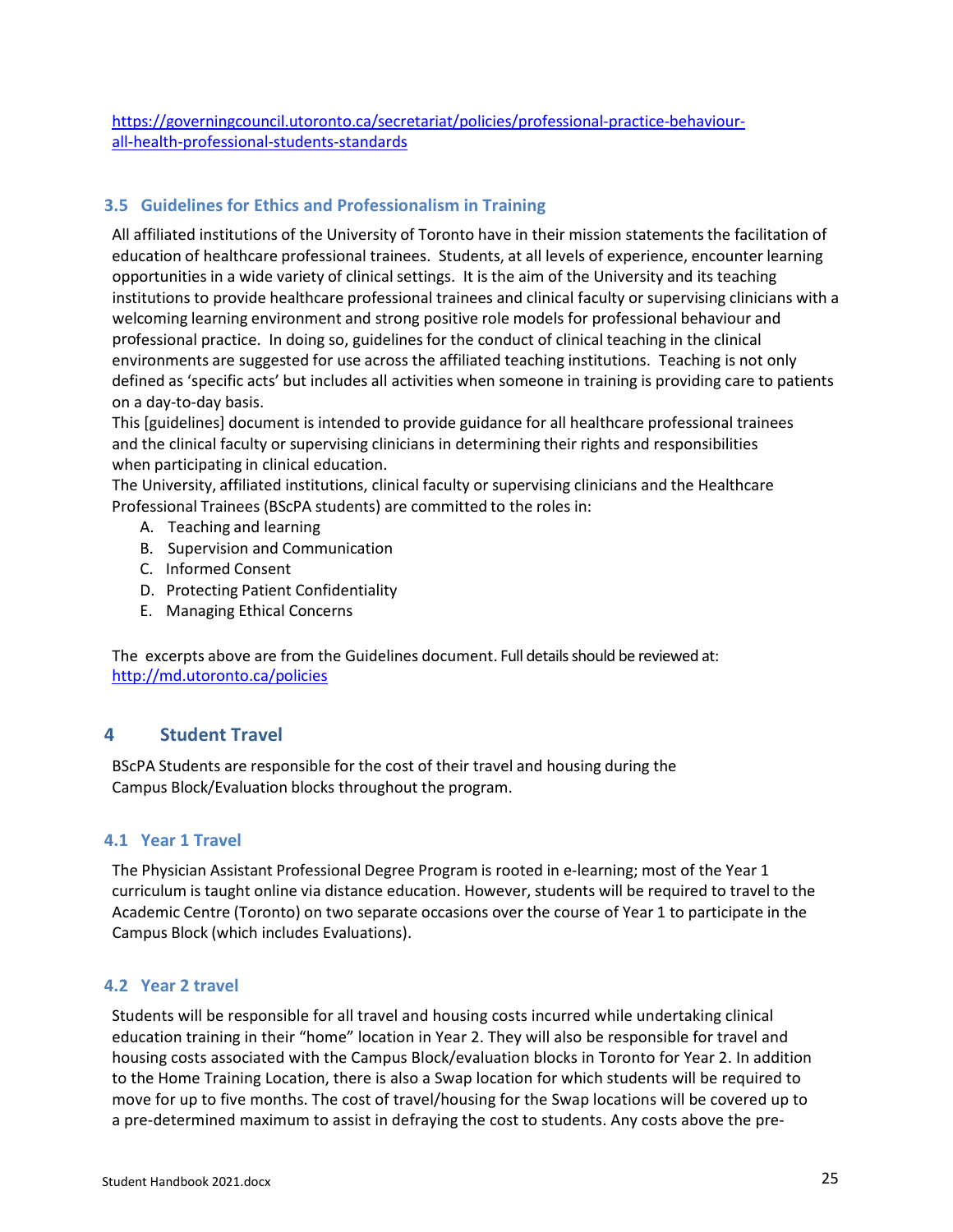https://governingcouncil.utoronto.ca/secretariat/policies/professional-practice-behaviour-all-health-professional-students-standards

### 3.5 Guidelines for Ethics and Professionalism in Training

All affiliated institutions of the University of Toronto have in their mission statements the facilitation of education of healthcare professional trainees. Students, at all levels of experience, encounter learning opportunities in a wide variety of clinical settings. It is the aim of the University and its teaching institutions to provide healthcare professional trainees and clinical faculty or supervising clinicians with a welcoming learning environment and strong positive role models for professional behaviour and professional practice. In doing so, guidelines for the conduct of clinical teaching in the clinical environments are suggested for use across the affiliated teaching institutions. Teaching is not only defined as 'specific acts' but includes all activities when someone in training is providing care to patients on a day-to-day basis.

This [guidelines] document is intended to provide guidance for all healthcare professional trainees and the clinical faculty or supervising clinicians in determining their rights and responsibilities when participating in clinical education.

The University, affiliated institutions, clinical faculty or supervising clinicians and the Healthcare Professional Trainees (BScPA students) are committed to the roles in:

A. Teaching and learning
B. Supervision and Communication
C. Informed Consent
D. Protecting Patient Confidentiality
E. Managing Ethical Concerns

The excerpts above are from the Guidelines document. Full details should be reviewed at: http://md.utoronto.ca/policies

## 4 Student Travel

BScPA Students are responsible for the cost of their travel and housing during the Campus Block/Evaluation blocks throughout the program.

### 4.1 Year 1 Travel

The Physician Assistant Professional Degree Program is rooted in e-learning; most of the Year 1 curriculum is taught online via distance education. However, students will be required to travel to the Academic Centre (Toronto) on two separate occasions over the course of Year 1 to participate in the Campus Block (which includes Evaluations).

### 4.2 Year 2 travel

Students will be responsible for all travel and housing costs incurred while undertaking clinical education training in their "home" location in Year 2. They will also be responsible for travel and housing costs associated with the Campus Block/evaluation blocks in Toronto for Year 2. In addition to the Home Training Location, there is also a Swap location for which students will be required to move for up to five months. The cost of travel/housing for the Swap locations will be covered up to a pre-determined maximum to assist in defraying the cost to students. Any costs above the pre-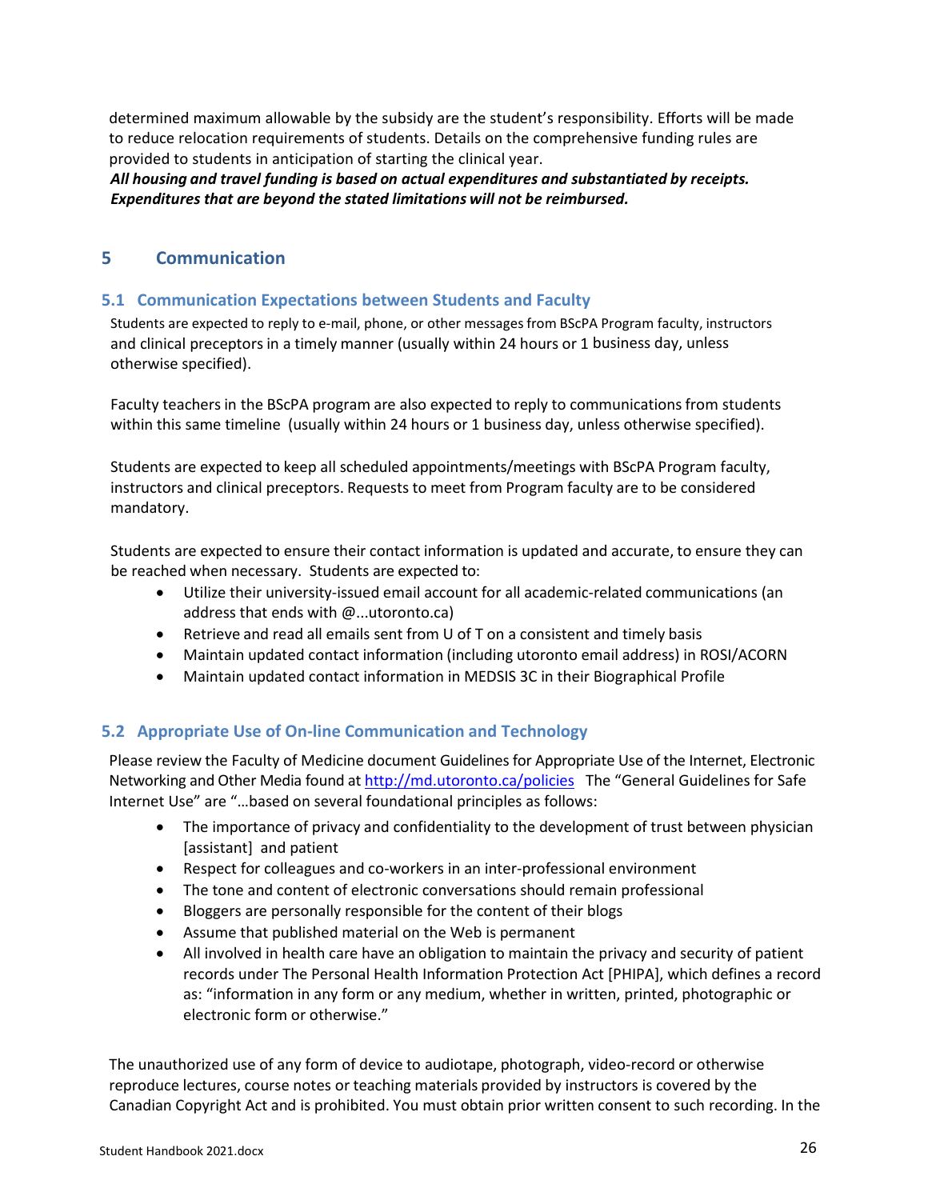determined maximum allowable by the subsidy are the student's responsibility. Efforts will be made to reduce relocation requirements of students. Details on the comprehensive funding rules are provided to students in anticipation of starting the clinical year.

***All housing and travel funding is based on actual expenditures and substantiated by receipts. Expenditures that are beyond the stated limitations will not be reimbursed.***

# 5 Communication

## 5.1 Communication Expectations between Students and Faculty

Students are expected to reply to e-mail, phone, or other messages from BScPA Program faculty, instructors and clinical preceptors in a timely manner (usually within 24 hours or 1 business day, unless otherwise specified).

Faculty teachers in the BScPA program are also expected to reply to communications from students within this same timeline (usually within 24 hours or 1 business day, unless otherwise specified).

Students are expected to keep all scheduled appointments/meetings with BScPA Program faculty, instructors and clinical preceptors. Requests to meet from Program faculty are to be considered mandatory.

Students are expected to ensure their contact information is updated and accurate, to ensure they can be reached when necessary. Students are expected to:

- Utilize their university-issued email account for all academic-related communications (an address that ends with @...utoronto.ca)
- Retrieve and read all emails sent from U of T on a consistent and timely basis
- Maintain updated contact information (including utoronto email address) in ROSI/ACORN
- Maintain updated contact information in MEDSIS 3C in their Biographical Profile

## 5.2 Appropriate Use of On-line Communication and Technology

Please review the Faculty of Medicine document Guidelines for Appropriate Use of the Internet, Electronic Networking and Other Media found at http://md.utoronto.ca/policies The "General Guidelines for Safe Internet Use" are "…based on several foundational principles as follows:

- The importance of privacy and confidentiality to the development of trust between physician [assistant] and patient
- Respect for colleagues and co-workers in an inter-professional environment
- The tone and content of electronic conversations should remain professional
- Bloggers are personally responsible for the content of their blogs
- Assume that published material on the Web is permanent
- All involved in health care have an obligation to maintain the privacy and security of patient records under The Personal Health Information Protection Act [PHIPA], which defines a record as: "information in any form or any medium, whether in written, printed, photographic or electronic form or otherwise."

The unauthorized use of any form of device to audiotape, photograph, video-record or otherwise reproduce lectures, course notes or teaching materials provided by instructors is covered by the Canadian Copyright Act and is prohibited. You must obtain prior written consent to such recording. In the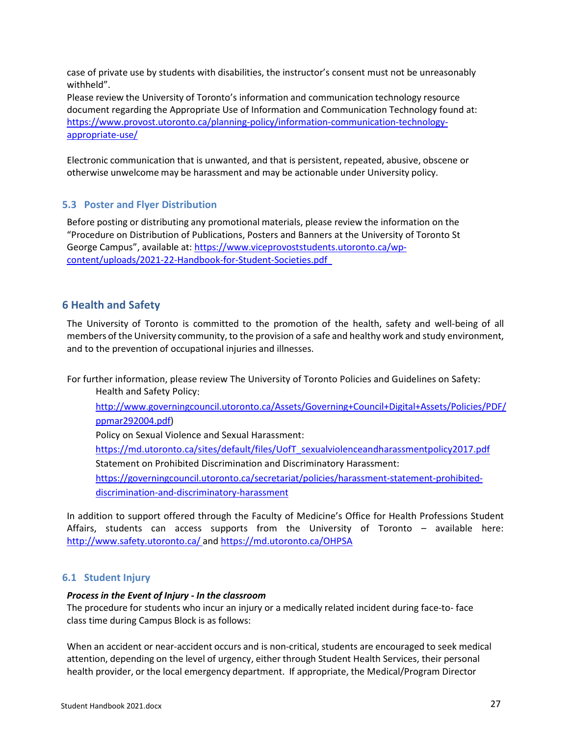case of private use by students with disabilities, the instructor's consent must not be unreasonably withheld".

Please review the University of Toronto's information and communication technology resource document regarding the Appropriate Use of Information and Communication Technology found at: https://www.provost.utoronto.ca/planning-policy/information-communication-technology-appropriate-use/

Electronic communication that is unwanted, and that is persistent, repeated, abusive, obscene or otherwise unwelcome may be harassment and may be actionable under University policy.

### 5.3 Poster and Flyer Distribution

Before posting or distributing any promotional materials, please review the information on the "Procedure on Distribution of Publications, Posters and Banners at the University of Toronto St George Campus", available at: https://www.viceprovoststudents.utoronto.ca/wp-content/uploads/2021-22-Handbook-for-Student-Societies.pdf

## 6 Health and Safety

The University of Toronto is committed to the promotion of the health, safety and well-being of all members of the University community, to the provision of a safe and healthy work and study environment, and to the prevention of occupational injuries and illnesses.

For further information, please review The University of Toronto Policies and Guidelines on Safety:

Health and Safety Policy:
http://www.governingcouncil.utoronto.ca/Assets/Governing+Council+Digital+Assets/Policies/PDF/ppmar292004.pdf)

Policy on Sexual Violence and Sexual Harassment:
https://md.utoronto.ca/sites/default/files/UofT_sexualviolenceandharassmentpolicy2017.pdf

Statement on Prohibited Discrimination and Discriminatory Harassment:
https://governingcouncil.utoronto.ca/secretariat/policies/harassment-statement-prohibited-discrimination-and-discriminatory-harassment

In addition to support offered through the Faculty of Medicine's Office for Health Professions Student Affairs, students can access supports from the University of Toronto – available here: http://www.safety.utoronto.ca/ and https://md.utoronto.ca/OHPSA

### 6.1 Student Injury

***Process in the Event of Injury - In the classroom***

The procedure for students who incur an injury or a medically related incident during face-to- face class time during Campus Block is as follows:

When an accident or near-accident occurs and is non-critical, students are encouraged to seek medical attention, depending on the level of urgency, either through Student Health Services, their personal health provider, or the local emergency department. If appropriate, the Medical/Program Director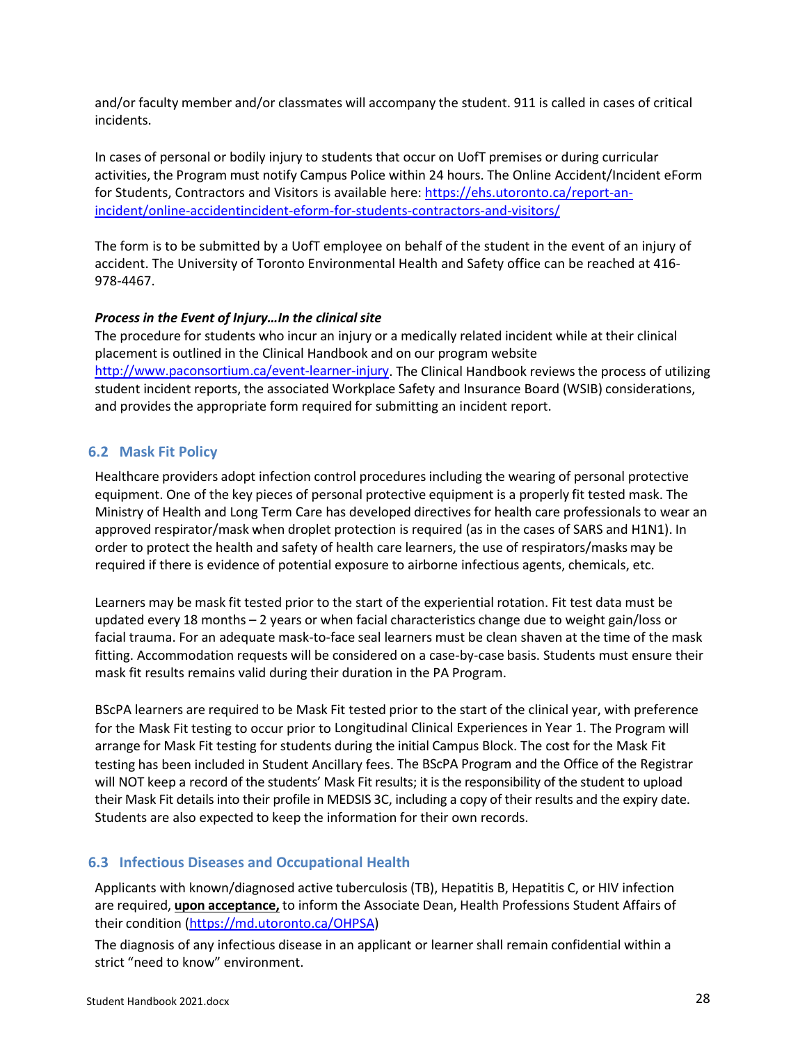and/or faculty member and/or classmates will accompany the student. 911 is called in cases of critical incidents.

In cases of personal or bodily injury to students that occur on UofT premises or during curricular activities, the Program must notify Campus Police within 24 hours. The Online Accident/Incident eForm for Students, Contractors and Visitors is available here: https://ehs.utoronto.ca/report-an-incident/online-accidentincident-eform-for-students-contractors-and-visitors/

The form is to be submitted by a UofT employee on behalf of the student in the event of an injury of accident. The University of Toronto Environmental Health and Safety office can be reached at 416-978-4467.

***Process in the Event of Injury…In the clinical site***

The procedure for students who incur an injury or a medically related incident while at their clinical placement is outlined in the Clinical Handbook and on our program website http://www.paconsortium.ca/event-learner-injury. The Clinical Handbook reviews the process of utilizing student incident reports, the associated Workplace Safety and Insurance Board (WSIB) considerations, and provides the appropriate form required for submitting an incident report.

## 6.2 Mask Fit Policy

Healthcare providers adopt infection control procedures including the wearing of personal protective equipment. One of the key pieces of personal protective equipment is a properly fit tested mask. The Ministry of Health and Long Term Care has developed directives for health care professionals to wear an approved respirator/mask when droplet protection is required (as in the cases of SARS and H1N1). In order to protect the health and safety of health care learners, the use of respirators/masks may be required if there is evidence of potential exposure to airborne infectious agents, chemicals, etc.

Learners may be mask fit tested prior to the start of the experiential rotation. Fit test data must be updated every 18 months – 2 years or when facial characteristics change due to weight gain/loss or facial trauma. For an adequate mask-to-face seal learners must be clean shaven at the time of the mask fitting. Accommodation requests will be considered on a case-by-case basis. Students must ensure their mask fit results remains valid during their duration in the PA Program.

BScPA learners are required to be Mask Fit tested prior to the start of the clinical year, with preference for the Mask Fit testing to occur prior to Longitudinal Clinical Experiences in Year 1. The Program will arrange for Mask Fit testing for students during the initial Campus Block. The cost for the Mask Fit testing has been included in Student Ancillary fees. The BScPA Program and the Office of the Registrar will NOT keep a record of the students' Mask Fit results; it is the responsibility of the student to upload their Mask Fit details into their profile in MEDSIS 3C, including a copy of their results and the expiry date. Students are also expected to keep the information for their own records.

## 6.3 Infectious Diseases and Occupational Health

Applicants with known/diagnosed active tuberculosis (TB), Hepatitis B, Hepatitis C, or HIV infection are required, **upon acceptance,** to inform the Associate Dean, Health Professions Student Affairs of their condition (https://md.utoronto.ca/OHPSA)

The diagnosis of any infectious disease in an applicant or learner shall remain confidential within a strict "need to know" environment.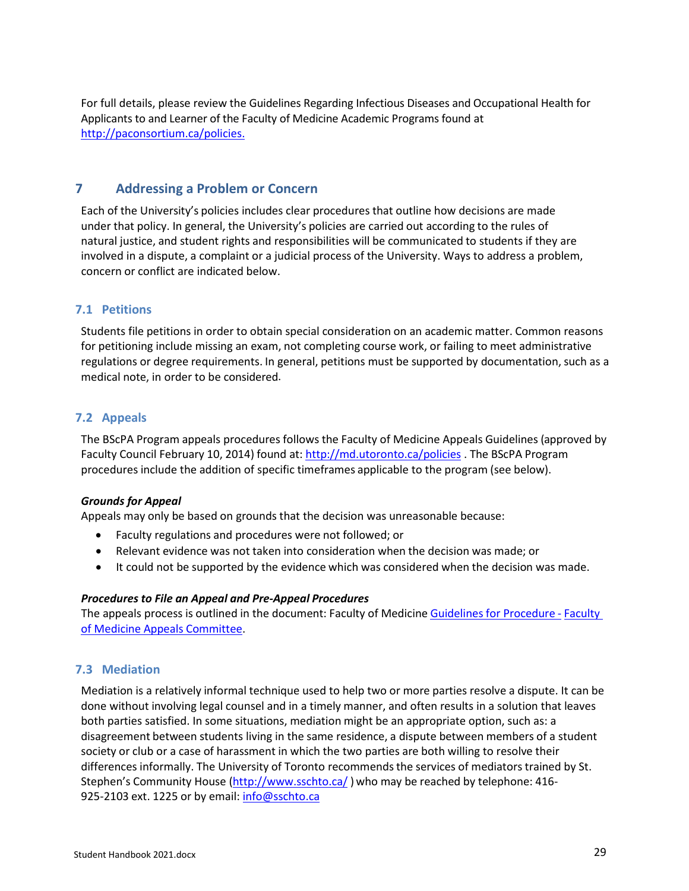For full details, please review the Guidelines Regarding Infectious Diseases and Occupational Health for Applicants to and Learner of the Faculty of Medicine Academic Programs found at http://paconsortium.ca/policies.

# 7 Addressing a Problem or Concern

Each of the University's policies includes clear procedures that outline how decisions are made under that policy. In general, the University's policies are carried out according to the rules of natural justice, and student rights and responsibilities will be communicated to students if they are involved in a dispute, a complaint or a judicial process of the University. Ways to address a problem, concern or conflict are indicated below.

## 7.1 Petitions

Students file petitions in order to obtain special consideration on an academic matter. Common reasons for petitioning include missing an exam, not completing course work, or failing to meet administrative regulations or degree requirements. In general, petitions must be supported by documentation, such as a medical note, in order to be considered.

## 7.2 Appeals

The BScPA Program appeals procedures follows the Faculty of Medicine Appeals Guidelines (approved by Faculty Council February 10, 2014) found at: http://md.utoronto.ca/policies . The BScPA Program procedures include the addition of specific timeframes applicable to the program (see below).

***Grounds for Appeal***

Appeals may only be based on grounds that the decision was unreasonable because:

- Faculty regulations and procedures were not followed; or
- Relevant evidence was not taken into consideration when the decision was made; or
- It could not be supported by the evidence which was considered when the decision was made.

***Procedures to File an Appeal and Pre-Appeal Procedures***

The appeals process is outlined in the document: Faculty of Medicine Guidelines for Procedure - Faculty of Medicine Appeals Committee.

## 7.3 Mediation

Mediation is a relatively informal technique used to help two or more parties resolve a dispute. It can be done without involving legal counsel and in a timely manner, and often results in a solution that leaves both parties satisfied. In some situations, mediation might be an appropriate option, such as: a disagreement between students living in the same residence, a dispute between members of a student society or club or a case of harassment in which the two parties are both willing to resolve their differences informally. The University of Toronto recommends the services of mediators trained by St. Stephen's Community House (http://www.sschto.ca/ ) who may be reached by telephone: 416-925-2103 ext. 1225 or by email: info@sschto.ca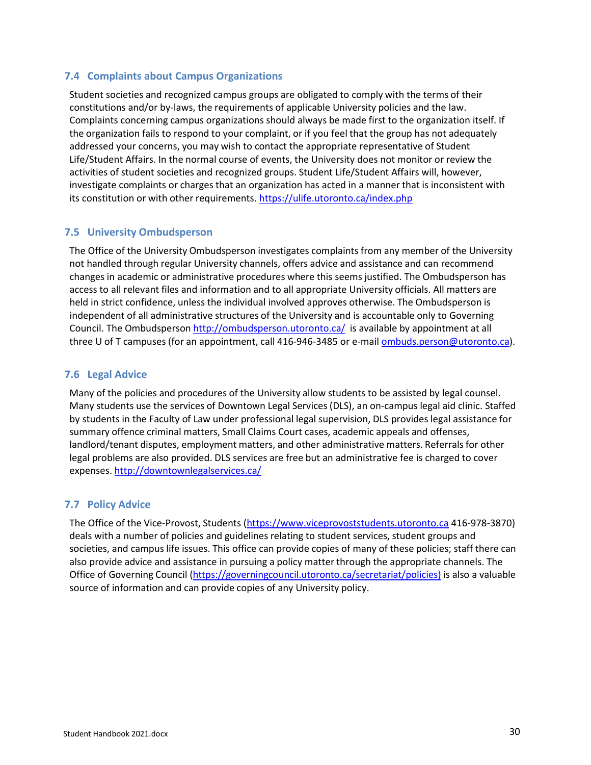### 7.4 Complaints about Campus Organizations

Student societies and recognized campus groups are obligated to comply with the terms of their constitutions and/or by-laws, the requirements of applicable University policies and the law. Complaints concerning campus organizations should always be made first to the organization itself. If the organization fails to respond to your complaint, or if you feel that the group has not adequately addressed your concerns, you may wish to contact the appropriate representative of Student Life/Student Affairs. In the normal course of events, the University does not monitor or review the activities of student societies and recognized groups. Student Life/Student Affairs will, however, investigate complaints or charges that an organization has acted in a manner that is inconsistent with its constitution or with other requirements. https://ulife.utoronto.ca/index.php

### 7.5 University Ombudsperson

The Office of the University Ombudsperson investigates complaints from any member of the University not handled through regular University channels, offers advice and assistance and can recommend changes in academic or administrative procedures where this seems justified. The Ombudsperson has access to all relevant files and information and to all appropriate University officials. All matters are held in strict confidence, unless the individual involved approves otherwise. The Ombudsperson is independent of all administrative structures of the University and is accountable only to Governing Council. The Ombudsperson http://ombudsperson.utoronto.ca/ is available by appointment at all three U of T campuses (for an appointment, call 416-946-3485 or e-mail ombuds.person@utoronto.ca).

### 7.6 Legal Advice

Many of the policies and procedures of the University allow students to be assisted by legal counsel. Many students use the services of Downtown Legal Services (DLS), an on-campus legal aid clinic. Staffed by students in the Faculty of Law under professional legal supervision, DLS provides legal assistance for summary offence criminal matters, Small Claims Court cases, academic appeals and offenses, landlord/tenant disputes, employment matters, and other administrative matters. Referrals for other legal problems are also provided. DLS services are free but an administrative fee is charged to cover expenses. http://downtownlegalservices.ca/

### 7.7 Policy Advice

The Office of the Vice-Provost, Students (https://www.viceprovoststudents.utoronto.ca 416-978-3870) deals with a number of policies and guidelines relating to student services, student groups and societies, and campus life issues. This office can provide copies of many of these policies; staff there can also provide advice and assistance in pursuing a policy matter through the appropriate channels. The Office of Governing Council (https://governingcouncil.utoronto.ca/secretariat/policies) is also a valuable source of information and can provide copies of any University policy.